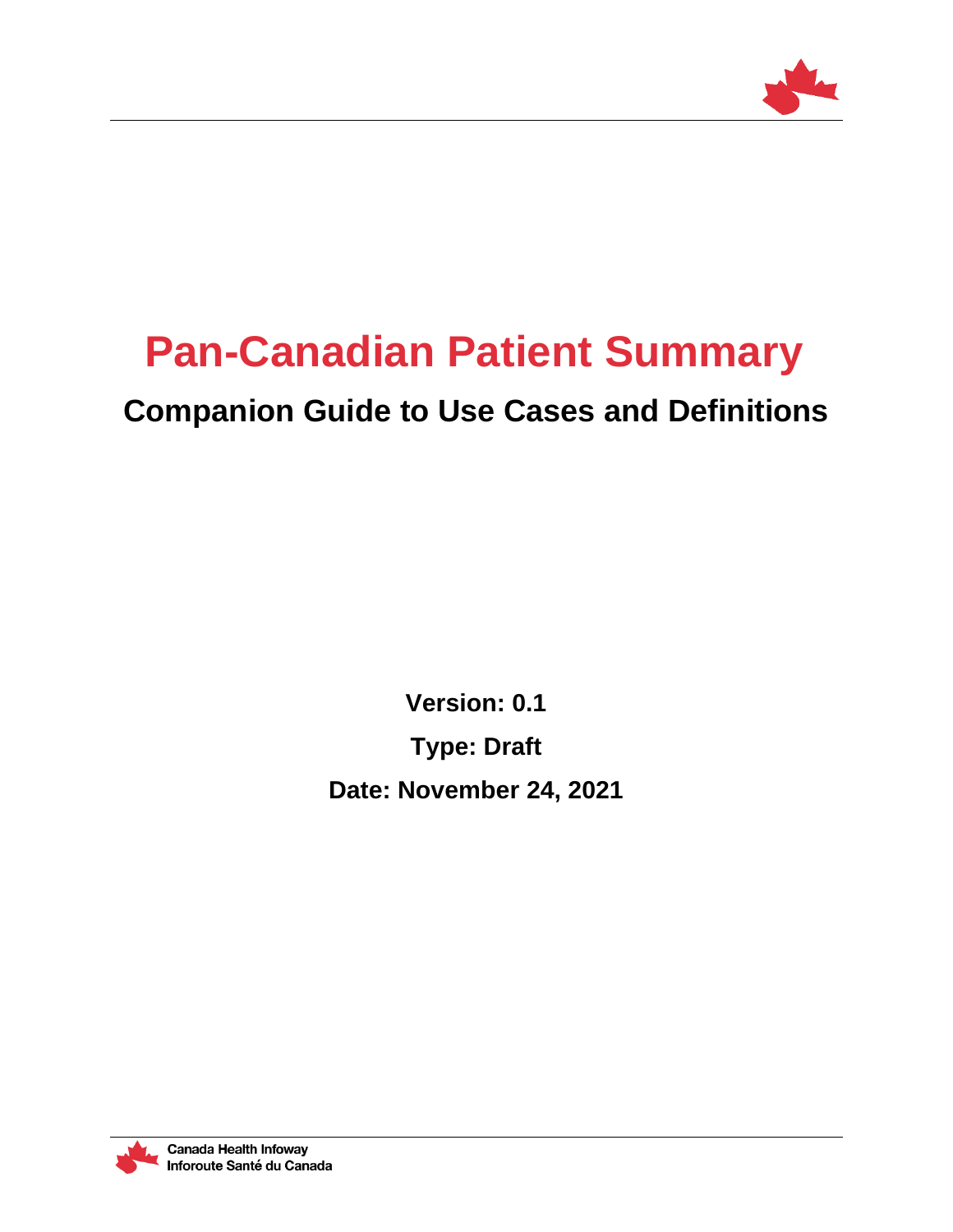# Pan-Canadian Patient Summary

## Companion Guide to Use Cases and Definitions

**Version: 0.1**

**Type: Draft**

**Date: November 24, 2021**

Canada Health Infoway
Inforoute Santé du Canada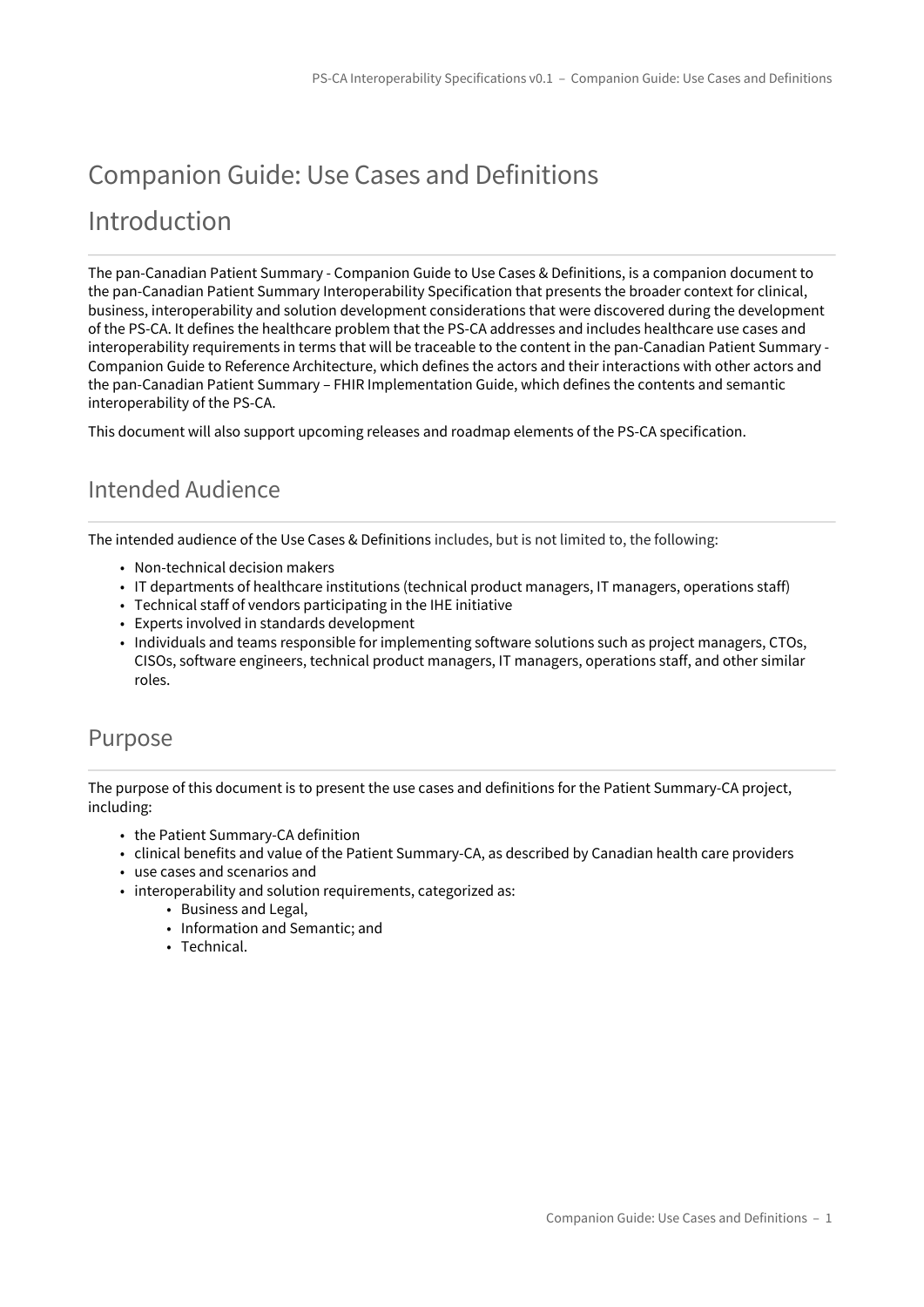# Companion Guide: Use Cases and Definitions

## Introduction

The pan-Canadian Patient Summary - Companion Guide to Use Cases & Definitions, is a companion document to the pan-Canadian Patient Summary Interoperability Specification that presents the broader context for clinical, business, interoperability and solution development considerations that were discovered during the development of the PS-CA. It defines the healthcare problem that the PS-CA addresses and includes healthcare use cases and interoperability requirements in terms that will be traceable to the content in the pan-Canadian Patient Summary - Companion Guide to Reference Architecture, which defines the actors and their interactions with other actors and the pan-Canadian Patient Summary – FHIR Implementation Guide, which defines the contents and semantic interoperability of the PS-CA.

This document will also support upcoming releases and roadmap elements of the PS-CA specification.

### Intended Audience

The intended audience of the Use Cases & Definitions includes, but is not limited to, the following:

- Non-technical decision makers
- IT departments of healthcare institutions (technical product managers, IT managers, operations staff)
- Technical staff of vendors participating in the IHE initiative
- Experts involved in standards development
- Individuals and teams responsible for implementing software solutions such as project managers, CTOs, CISOs, software engineers, technical product managers, IT managers, operations staff, and other similar roles.

### Purpose

The purpose of this document is to present the use cases and definitions for the Patient Summary-CA project, including:

- the Patient Summary-CA definition
- clinical benefits and value of the Patient Summary-CA, as described by Canadian health care providers
- use cases and scenarios and
- interoperability and solution requirements, categorized as:
  - Business and Legal,
  - Information and Semantic; and
  - Technical.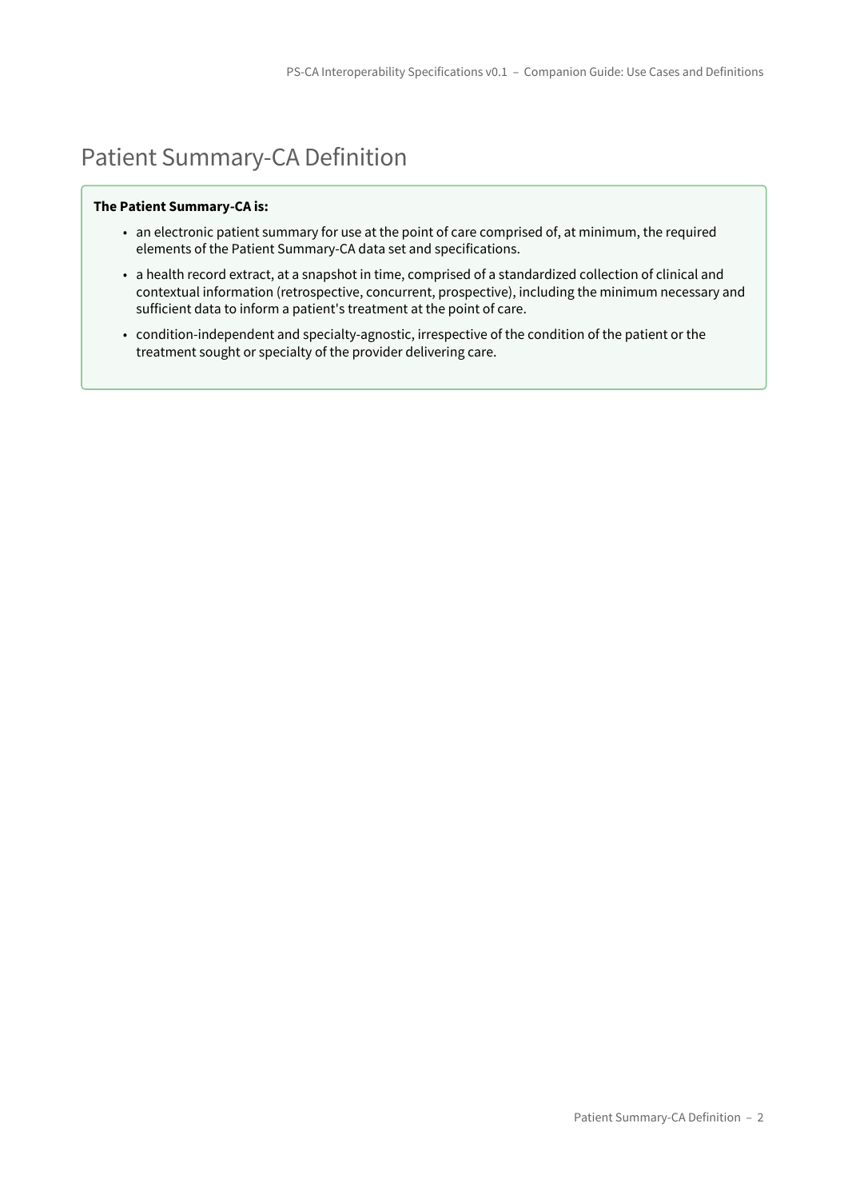# Patient Summary-CA Definition

**The Patient Summary-CA is:**

- an electronic patient summary for use at the point of care comprised of, at minimum, the required elements of the Patient Summary-CA data set and specifications.
- a health record extract, at a snapshot in time, comprised of a standardized collection of clinical and contextual information (retrospective, concurrent, prospective), including the minimum necessary and sufficient data to inform a patient's treatment at the point of care.
- condition-independent and specialty-agnostic, irrespective of the condition of the patient or the treatment sought or specialty of the provider delivering care.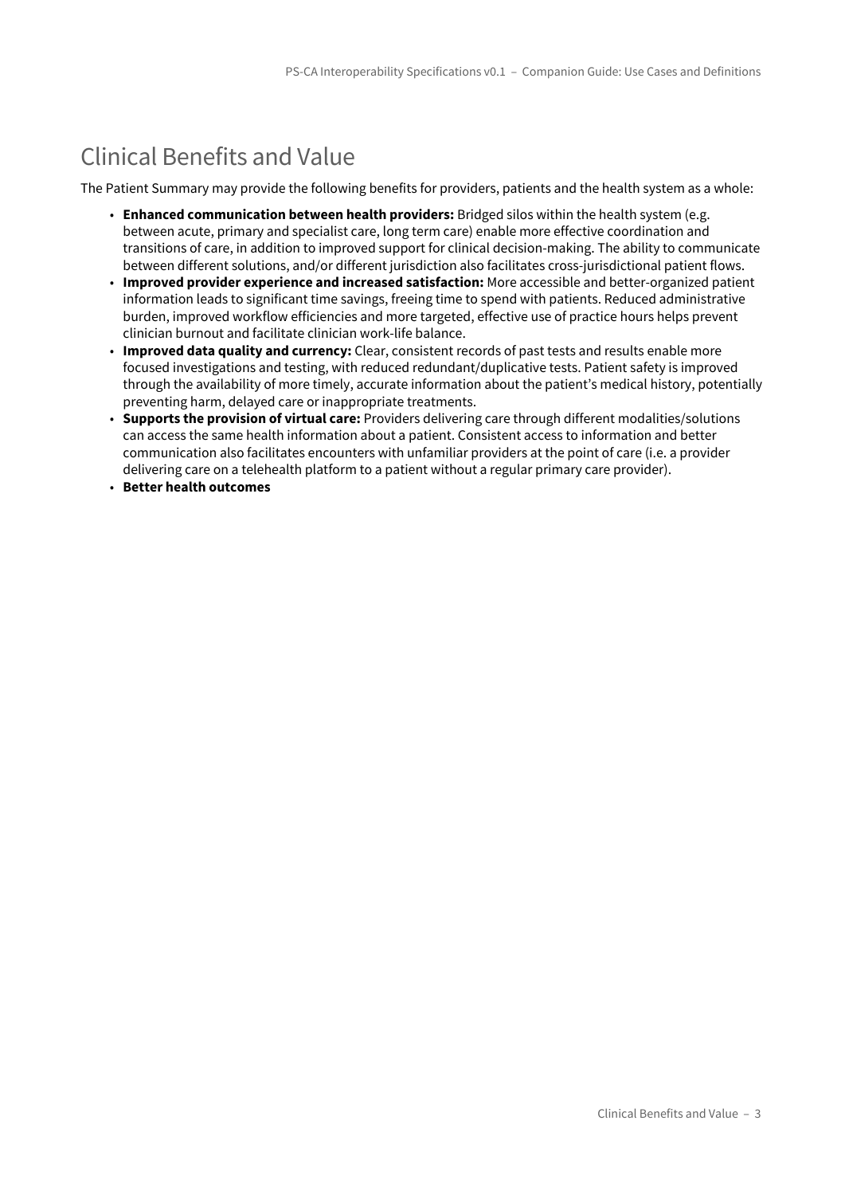# Clinical Benefits and Value

The Patient Summary may provide the following benefits for providers, patients and the health system as a whole:

- **Enhanced communication between health providers:** Bridged silos within the health system (e.g. between acute, primary and specialist care, long term care) enable more effective coordination and transitions of care, in addition to improved support for clinical decision-making. The ability to communicate between different solutions, and/or different jurisdiction also facilitates cross-jurisdictional patient flows.
- **Improved provider experience and increased satisfaction:** More accessible and better-organized patient information leads to significant time savings, freeing time to spend with patients. Reduced administrative burden, improved workflow efficiencies and more targeted, effective use of practice hours helps prevent clinician burnout and facilitate clinician work-life balance.
- **Improved data quality and currency:** Clear, consistent records of past tests and results enable more focused investigations and testing, with reduced redundant/duplicative tests. Patient safety is improved through the availability of more timely, accurate information about the patient's medical history, potentially preventing harm, delayed care or inappropriate treatments.
- **Supports the provision of virtual care:** Providers delivering care through different modalities/solutions can access the same health information about a patient. Consistent access to information and better communication also facilitates encounters with unfamiliar providers at the point of care (i.e. a provider delivering care on a telehealth platform to a patient without a regular primary care provider).
- **Better health outcomes**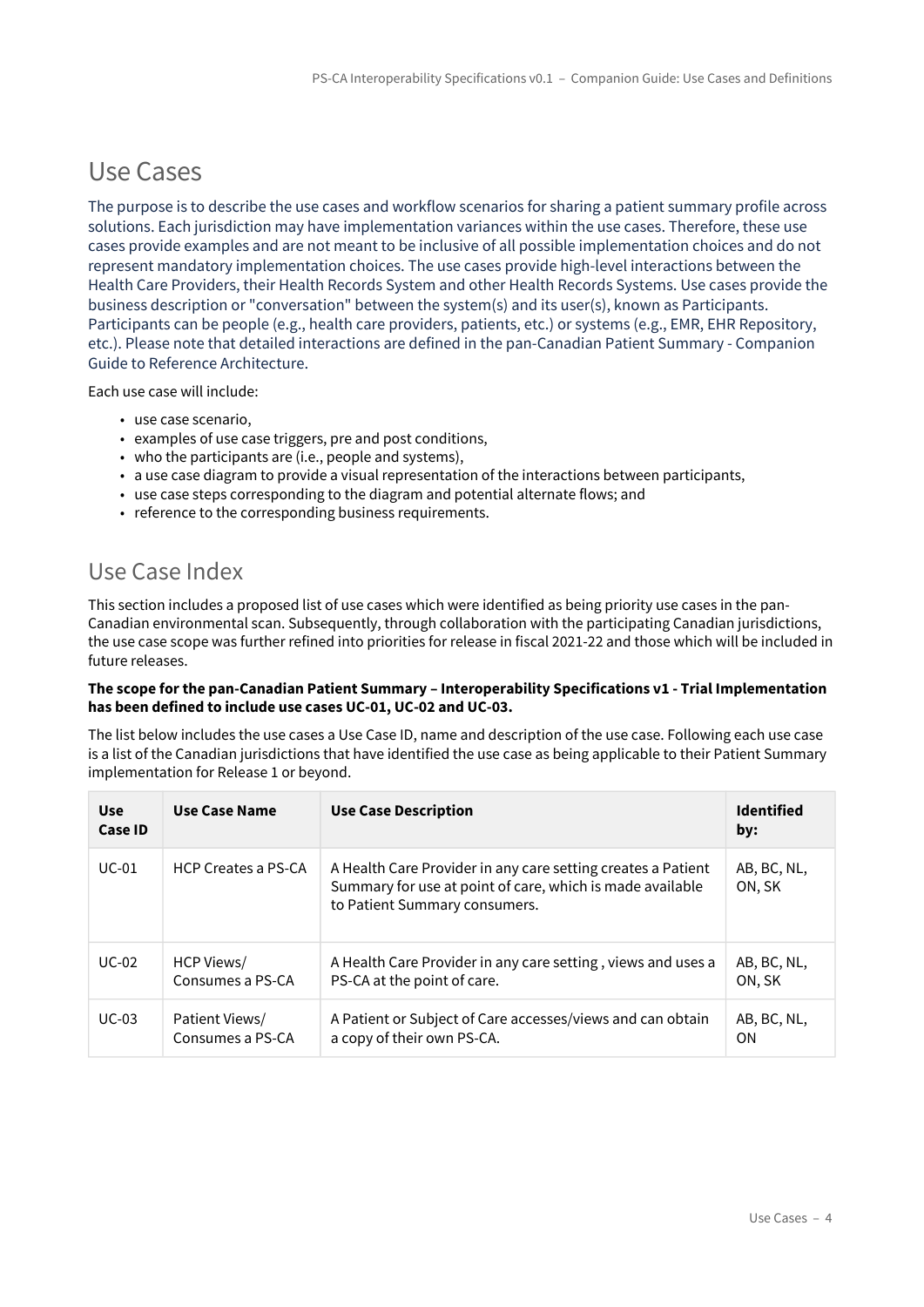# Use Cases

The purpose is to describe the use cases and workflow scenarios for sharing a patient summary profile across solutions. Each jurisdiction may have implementation variances within the use cases. Therefore, these use cases provide examples and are not meant to be inclusive of all possible implementation choices and do not represent mandatory implementation choices. The use cases provide high-level interactions between the Health Care Providers, their Health Records System and other Health Records Systems. Use cases provide the business description or "conversation" between the system(s) and its user(s), known as Participants. Participants can be people (e.g., health care providers, patients, etc.) or systems (e.g., EMR, EHR Repository, etc.). Please note that detailed interactions are defined in the pan-Canadian Patient Summary - Companion Guide to Reference Architecture.

Each use case will include:

- use case scenario,
- examples of use case triggers, pre and post conditions,
- who the participants are (i.e., people and systems),
- a use case diagram to provide a visual representation of the interactions between participants,
- use case steps corresponding to the diagram and potential alternate flows; and
- reference to the corresponding business requirements.

## Use Case Index

This section includes a proposed list of use cases which were identified as being priority use cases in the pan-Canadian environmental scan. Subsequently, through collaboration with the participating Canadian jurisdictions, the use case scope was further refined into priorities for release in fiscal 2021-22 and those which will be included in future releases.

**The scope for the pan-Canadian Patient Summary – Interoperability Specifications v1 - Trial Implementation has been defined to include use cases UC-01, UC-02 and UC-03.**

The list below includes the use cases a Use Case ID, name and description of the use case. Following each use case is a list of the Canadian jurisdictions that have identified the use case as being applicable to their Patient Summary implementation for Release 1 or beyond.

| Use Case ID | Use Case Name | Use Case Description | Identified by: |
|---|---|---|---|
| UC-01 | HCP Creates a PS-CA | A Health Care Provider in any care setting creates a Patient Summary for use at point of care, which is made available to Patient Summary consumers. | AB, BC, NL, ON, SK |
| UC-02 | HCP Views/ Consumes a PS-CA | A Health Care Provider in any care setting , views and uses a PS-CA at the point of care. | AB, BC, NL, ON, SK |
| UC-03 | Patient Views/ Consumes a PS-CA | A Patient or Subject of Care accesses/views and can obtain a copy of their own PS-CA. | AB, BC, NL, ON |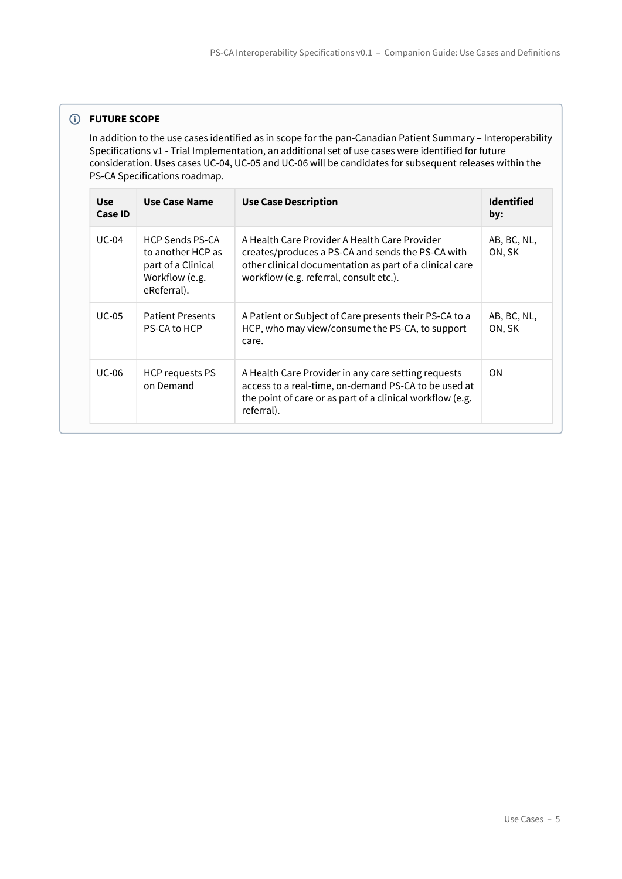**FUTURE SCOPE**

In addition to the use cases identified as in scope for the pan-Canadian Patient Summary – Interoperability Specifications v1 - Trial Implementation, an additional set of use cases were identified for future consideration. Uses cases UC-04, UC-05 and UC-06 will be candidates for subsequent releases within the PS-CA Specifications roadmap.

| Use Case ID | Use Case Name | Use Case Description | Identified by: |
|---|---|---|---|
| UC-04 | HCP Sends PS-CA to another HCP as part of a Clinical Workflow (e.g. eReferral). | A Health Care Provider A Health Care Provider creates/produces a PS-CA and sends the PS-CA with other clinical documentation as part of a clinical care workflow (e.g. referral, consult etc.). | AB, BC, NL, ON, SK |
| UC-05 | Patient Presents PS-CA to HCP | A Patient or Subject of Care presents their PS-CA to a HCP, who may view/consume the PS-CA, to support care. | AB, BC, NL, ON, SK |
| UC-06 | HCP requests PS on Demand | A Health Care Provider in any care setting requests access to a real-time, on-demand PS-CA to be used at the point of care or as part of a clinical workflow (e.g. referral). | ON |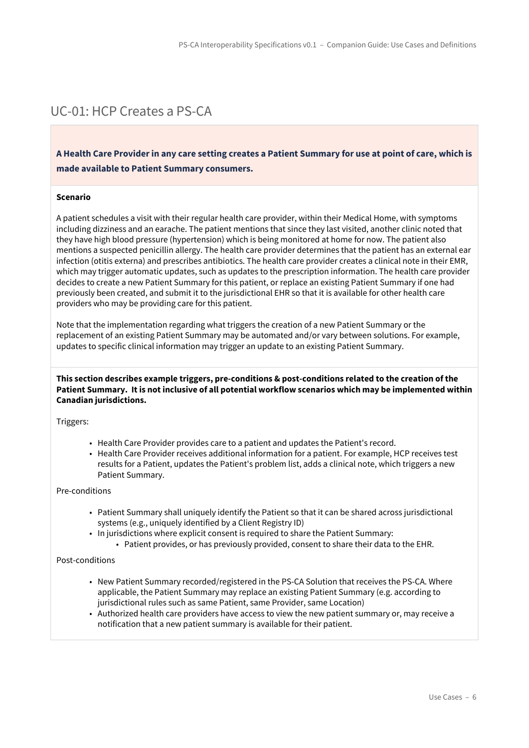## UC-01: HCP Creates a PS-CA

**A Health Care Provider in any care setting creates a Patient Summary for use at point of care, which is made available to Patient Summary consumers.**

**Scenario**

A patient schedules a visit with their regular health care provider, within their Medical Home, with symptoms including dizziness and an earache. The patient mentions that since they last visited, another clinic noted that they have high blood pressure (hypertension) which is being monitored at home for now. The patient also mentions a suspected penicillin allergy. The health care provider determines that the patient has an external ear infection (otitis externa) and prescribes antibiotics. The health care provider creates a clinical note in their EMR, which may trigger automatic updates, such as updates to the prescription information. The health care provider decides to create a new Patient Summary for this patient, or replace an existing Patient Summary if one had previously been created, and submit it to the jurisdictional EHR so that it is available for other health care providers who may be providing care for this patient.

Note that the implementation regarding what triggers the creation of a new Patient Summary or the replacement of an existing Patient Summary may be automated and/or vary between solutions. For example, updates to specific clinical information may trigger an update to an existing Patient Summary.

**This section describes example triggers, pre-conditions & post-conditions related to the creation of the Patient Summary. It is not inclusive of all potential workflow scenarios which may be implemented within Canadian jurisdictions.**

Triggers:

- Health Care Provider provides care to a patient and updates the Patient's record.
- Health Care Provider receives additional information for a patient. For example, HCP receives test results for a Patient, updates the Patient's problem list, adds a clinical note, which triggers a new Patient Summary.

Pre-conditions

- Patient Summary shall uniquely identify the Patient so that it can be shared across jurisdictional systems (e.g., uniquely identified by a Client Registry ID)
- In jurisdictions where explicit consent is required to share the Patient Summary:
  - Patient provides, or has previously provided, consent to share their data to the EHR.

Post-conditions

- New Patient Summary recorded/registered in the PS-CA Solution that receives the PS-CA. Where applicable, the Patient Summary may replace an existing Patient Summary (e.g. according to jurisdictional rules such as same Patient, same Provider, same Location)
- Authorized health care providers have access to view the new patient summary or, may receive a notification that a new patient summary is available for their patient.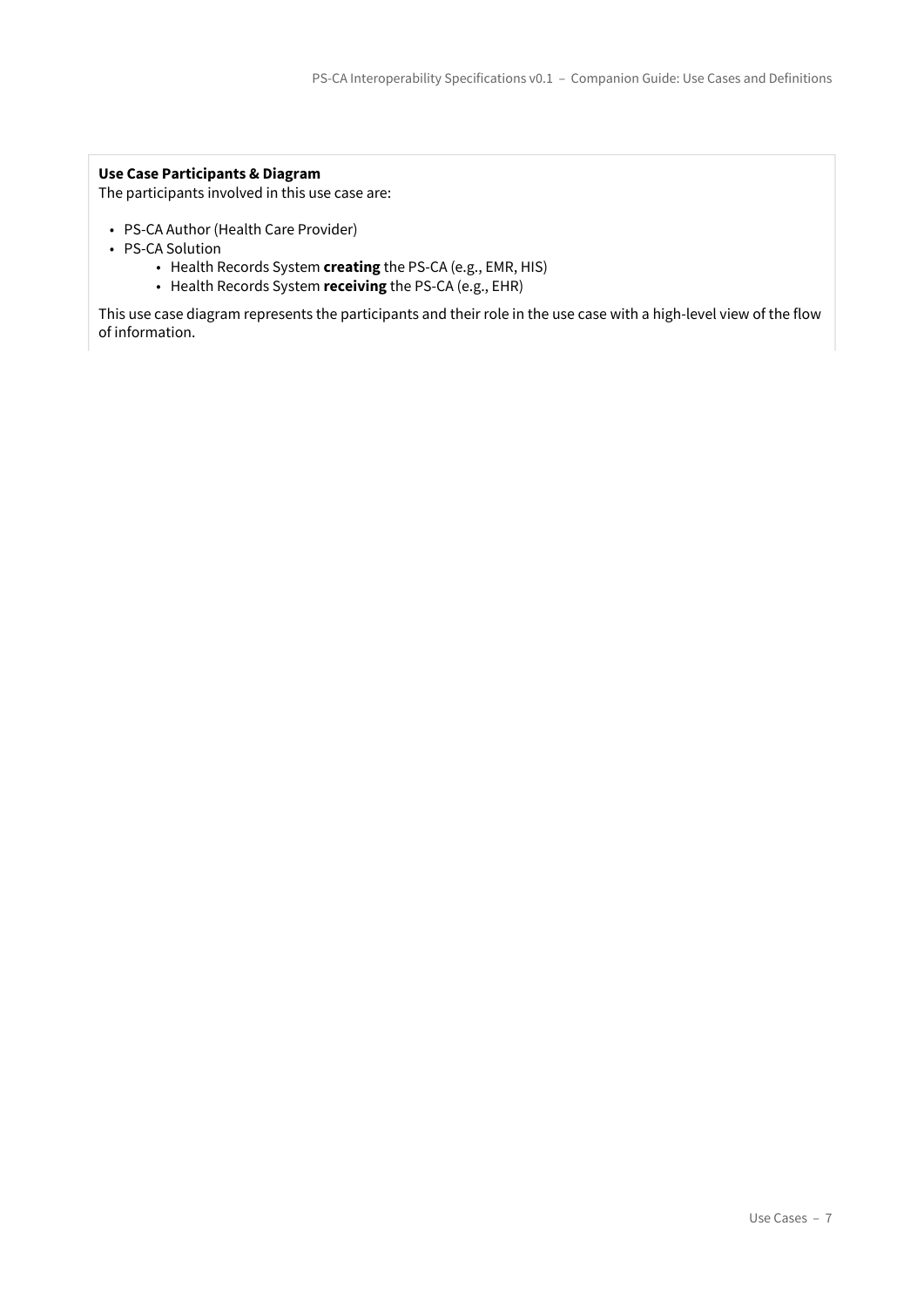**Use Case Participants & Diagram**
The participants involved in this use case are:

- PS-CA Author (Health Care Provider)
- PS-CA Solution
  - Health Records System **creating** the PS-CA (e.g., EMR, HIS)
  - Health Records System **receiving** the PS-CA (e.g., EHR)

This use case diagram represents the participants and their role in the use case with a high-level view of the flow of information.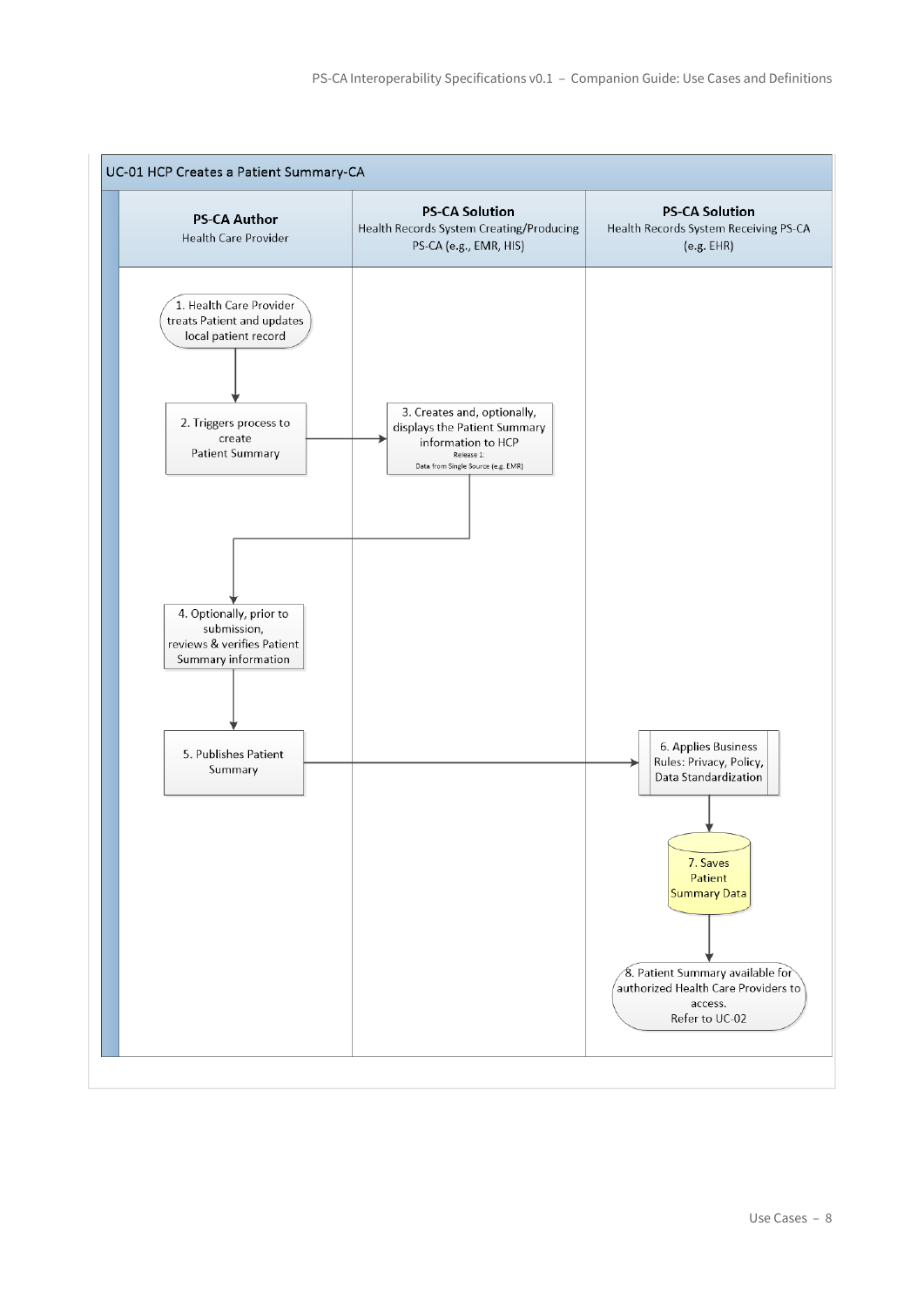## UC-01 HCP Creates a Patient Summary-CA

| PS-CA Author<br>Health Care Provider | PS-CA Solution<br>Health Records System Creating/Producing PS-CA (e.g., EMR, HIS) | PS-CA Solution<br>Health Records System Receiving PS-CA (e.g. EHR) |
|---|---|---|
| 1. Health Care Provider treats Patient and updates local patient record | | |
| 2. Triggers process to create Patient Summary | 3. Creates and, optionally, displays the Patient Summary information to HCP<br>Release 1:<br>Data from Single Source (e.g. EMR) | |
| 4. Optionally, prior to submission, reviews & verifies Patient Summary information | | |
| 5. Publishes Patient Summary | | 6. Applies Business Rules: Privacy, Policy, Data Standardization |
| | | 7. Saves Patient Summary Data |
| | | 8. Patient Summary available for authorized Health Care Providers to access.<br>Refer to UC-02 |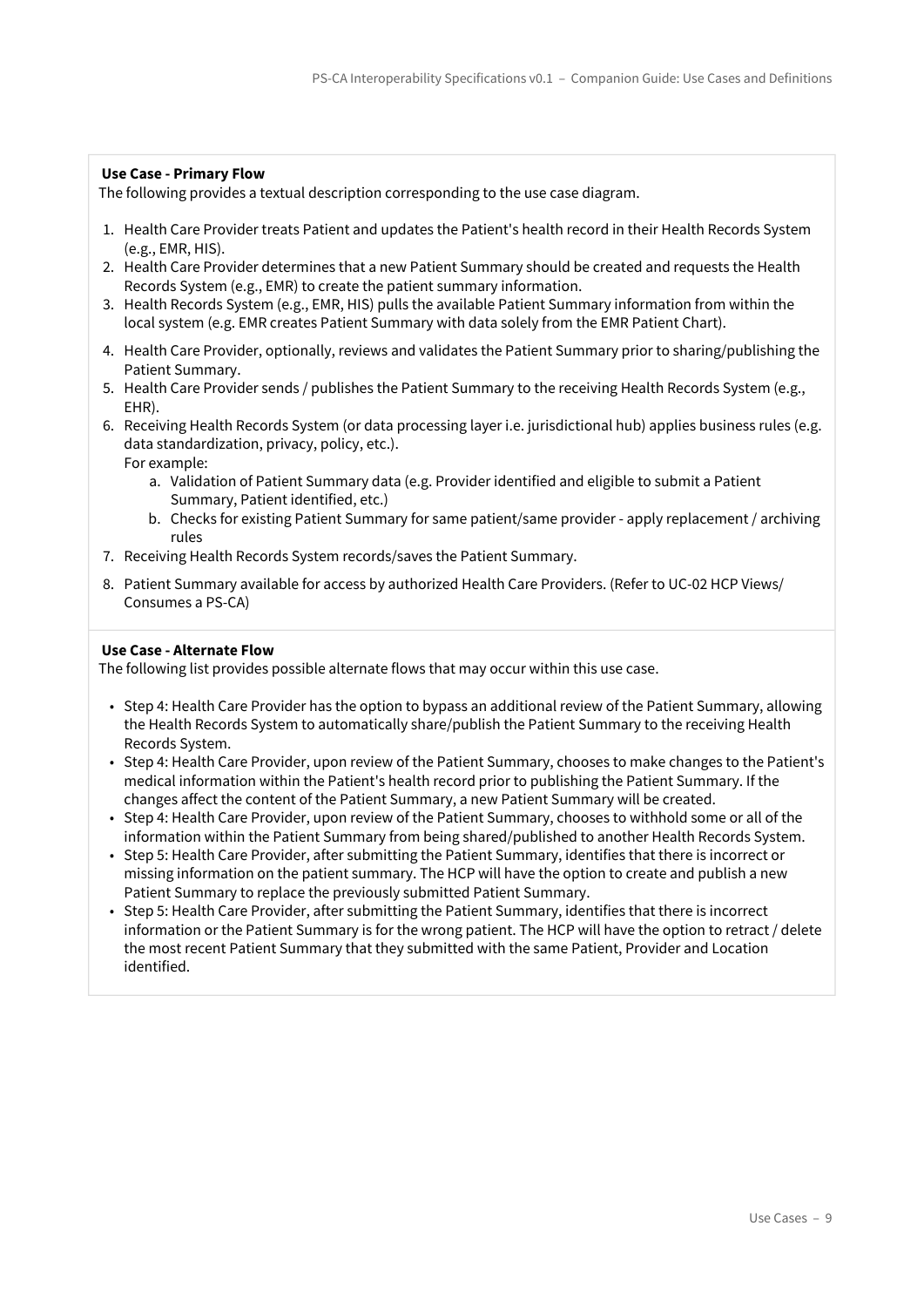**Use Case - Primary Flow**

The following provides a textual description corresponding to the use case diagram.

1. Health Care Provider treats Patient and updates the Patient's health record in their Health Records System (e.g., EMR, HIS).
2. Health Care Provider determines that a new Patient Summary should be created and requests the Health Records System (e.g., EMR) to create the patient summary information.
3. Health Records System (e.g., EMR, HIS) pulls the available Patient Summary information from within the local system (e.g. EMR creates Patient Summary with data solely from the EMR Patient Chart).
4. Health Care Provider, optionally, reviews and validates the Patient Summary prior to sharing/publishing the Patient Summary.
5. Health Care Provider sends / publishes the Patient Summary to the receiving Health Records System (e.g., EHR).
6. Receiving Health Records System (or data processing layer i.e. jurisdictional hub) applies business rules (e.g. data standardization, privacy, policy, etc.).
   For example:
   a. Validation of Patient Summary data (e.g. Provider identified and eligible to submit a Patient Summary, Patient identified, etc.)
   b. Checks for existing Patient Summary for same patient/same provider - apply replacement / archiving rules
7. Receiving Health Records System records/saves the Patient Summary.
8. Patient Summary available for access by authorized Health Care Providers. (Refer to UC-02 HCP Views/ Consumes a PS-CA)

**Use Case - Alternate Flow**

The following list provides possible alternate flows that may occur within this use case.

- Step 4: Health Care Provider has the option to bypass an additional review of the Patient Summary, allowing the Health Records System to automatically share/publish the Patient Summary to the receiving Health Records System.
- Step 4: Health Care Provider, upon review of the Patient Summary, chooses to make changes to the Patient's medical information within the Patient's health record prior to publishing the Patient Summary. If the changes affect the content of the Patient Summary, a new Patient Summary will be created.
- Step 4: Health Care Provider, upon review of the Patient Summary, chooses to withhold some or all of the information within the Patient Summary from being shared/published to another Health Records System.
- Step 5: Health Care Provider, after submitting the Patient Summary, identifies that there is incorrect or missing information on the patient summary. The HCP will have the option to create and publish a new Patient Summary to replace the previously submitted Patient Summary.
- Step 5: Health Care Provider, after submitting the Patient Summary, identifies that there is incorrect information or the Patient Summary is for the wrong patient. The HCP will have the option to retract / delete the most recent Patient Summary that they submitted with the same Patient, Provider and Location identified.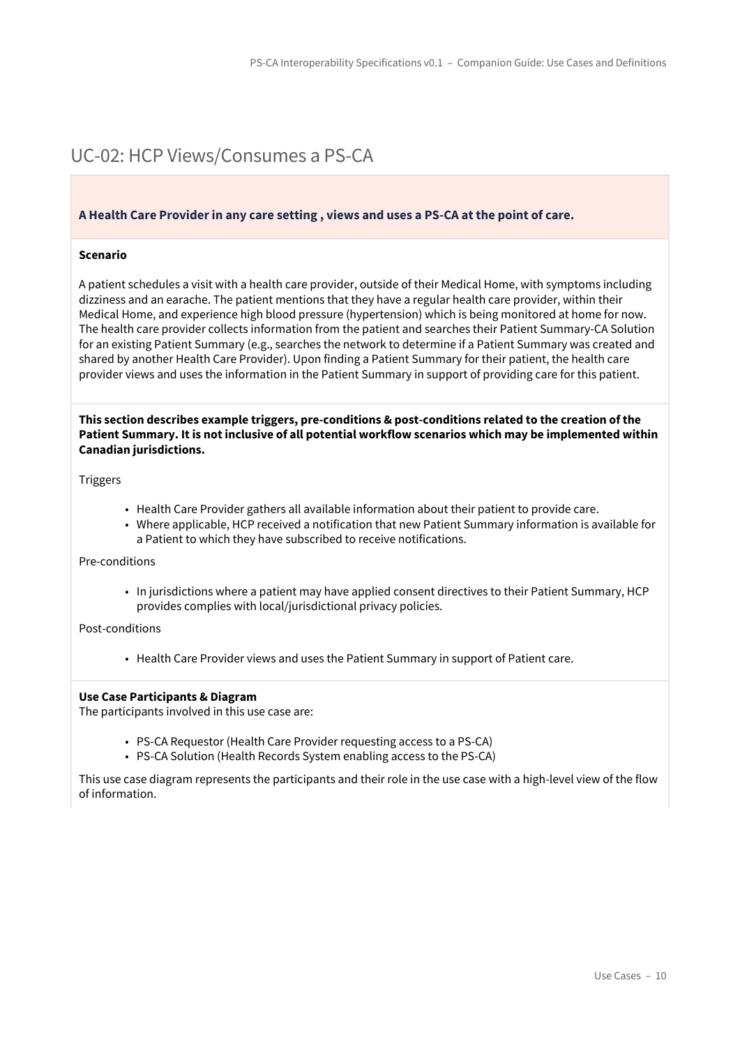# UC-02: HCP Views/Consumes a PS-CA

**A Health Care Provider in any care setting , views and uses a PS-CA at the point of care.**

**Scenario**

A patient schedules a visit with a health care provider, outside of their Medical Home, with symptoms including dizziness and an earache. The patient mentions that they have a regular health care provider, within their Medical Home, and experience high blood pressure (hypertension) which is being monitored at home for now. The health care provider collects information from the patient and searches their Patient Summary-CA Solution for an existing Patient Summary (e.g., searches the network to determine if a Patient Summary was created and shared by another Health Care Provider). Upon finding a Patient Summary for their patient, the health care provider views and uses the information in the Patient Summary in support of providing care for this patient.

**This section describes example triggers, pre-conditions & post-conditions related to the creation of the Patient Summary. It is not inclusive of all potential workflow scenarios which may be implemented within Canadian jurisdictions.**

Triggers

- Health Care Provider gathers all available information about their patient to provide care.
- Where applicable, HCP received a notification that new Patient Summary information is available for a Patient to which they have subscribed to receive notifications.

Pre-conditions

- In jurisdictions where a patient may have applied consent directives to their Patient Summary, HCP provides complies with local/jurisdictional privacy policies.

Post-conditions

- Health Care Provider views and uses the Patient Summary in support of Patient care.

**Use Case Participants & Diagram**
The participants involved in this use case are:

- PS-CA Requestor (Health Care Provider requesting access to a PS-CA)
- PS-CA Solution (Health Records System enabling access to the PS-CA)

This use case diagram represents the participants and their role in the use case with a high-level view of the flow of information.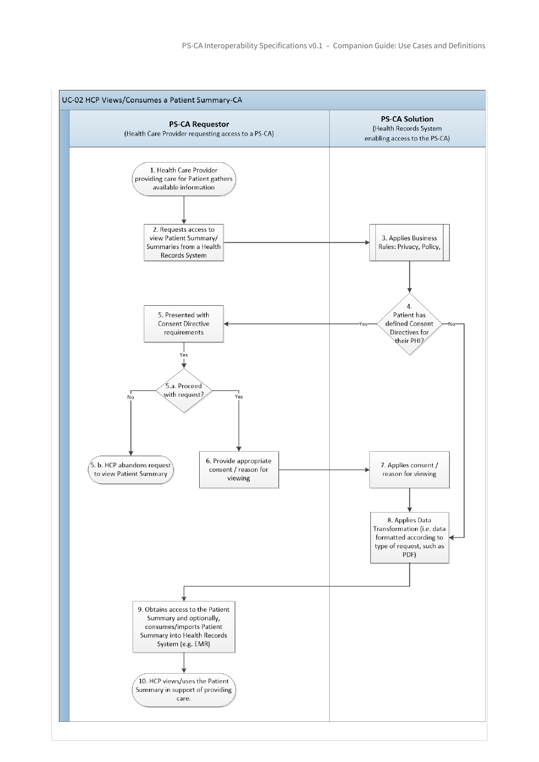## UC-02 HCP Views/Consumes a Patient Summary-CA

**PS-CA Requestor**
(Health Care Provider requesting access to a PS-CA)

**PS-CA Solution**
(Health Records System enabling access to the PS-CA)

1. Health Care Provider providing care for Patient gathers available information
2. Requests access to view Patient Summary/ Summaries from a Health Records System
3. Applies Business Rules: Privacy, Policy,
4. Patient has defined Consent Directives for their PHI?
   - Yes → 5
   - No → 8
5. Presented with Consent Directive requirements
   - Yes → 5.a
5.a. Proceed with request?
   - No → 5.b
   - Yes → 6

5. b. HCP abandons request to view Patient Summary

6. Provide appropriate consent / reason for viewing
7. Applies consent / reason for viewing
8. Applies Data Transformation (i.e. data formatted according to type of request, such as PDF)
9. Obtains access to the Patient Summary and optionally, consumes/imports Patient Summary into Health Records System (e.g. EMR)
10. HCP views/uses the Patient Summary in support of providing care.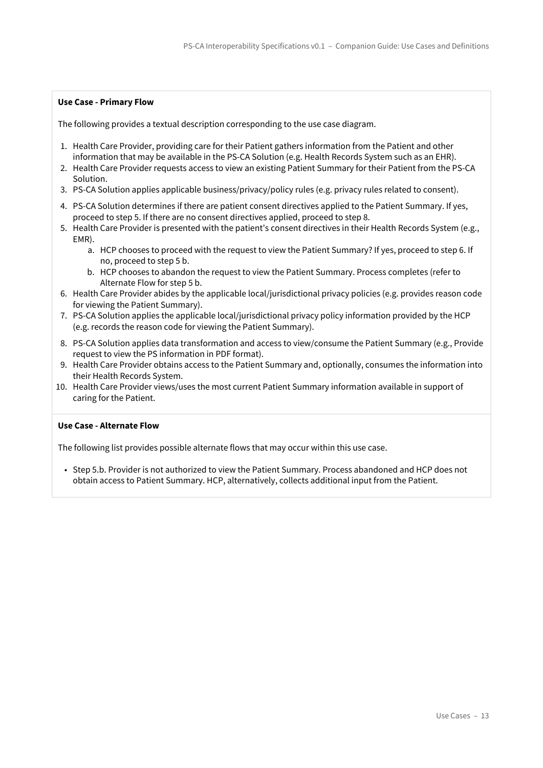**Use Case - Primary Flow**

The following provides a textual description corresponding to the use case diagram.

1. Health Care Provider, providing care for their Patient gathers information from the Patient and other information that may be available in the PS-CA Solution (e.g. Health Records System such as an EHR).
2. Health Care Provider requests access to view an existing Patient Summary for their Patient from the PS-CA Solution.
3. PS-CA Solution applies applicable business/privacy/policy rules (e.g. privacy rules related to consent).
4. PS-CA Solution determines if there are patient consent directives applied to the Patient Summary. If yes, proceed to step 5. If there are no consent directives applied, proceed to step 8.
5. Health Care Provider is presented with the patient's consent directives in their Health Records System (e.g., EMR).
    a. HCP chooses to proceed with the request to view the Patient Summary? If yes, proceed to step 6. If no, proceed to step 5 b.
    b. HCP chooses to abandon the request to view the Patient Summary. Process completes (refer to Alternate Flow for step 5 b.
6. Health Care Provider abides by the applicable local/jurisdictional privacy policies (e.g. provides reason code for viewing the Patient Summary).
7. PS-CA Solution applies the applicable local/jurisdictional privacy policy information provided by the HCP (e.g. records the reason code for viewing the Patient Summary).
8. PS-CA Solution applies data transformation and access to view/consume the Patient Summary (e.g., Provide request to view the PS information in PDF format).
9. Health Care Provider obtains access to the Patient Summary and, optionally, consumes the information into their Health Records System.
10. Health Care Provider views/uses the most current Patient Summary information available in support of caring for the Patient.

**Use Case - Alternate Flow**

The following list provides possible alternate flows that may occur within this use case.

- Step 5.b. Provider is not authorized to view the Patient Summary. Process abandoned and HCP does not obtain access to Patient Summary. HCP, alternatively, collects additional input from the Patient.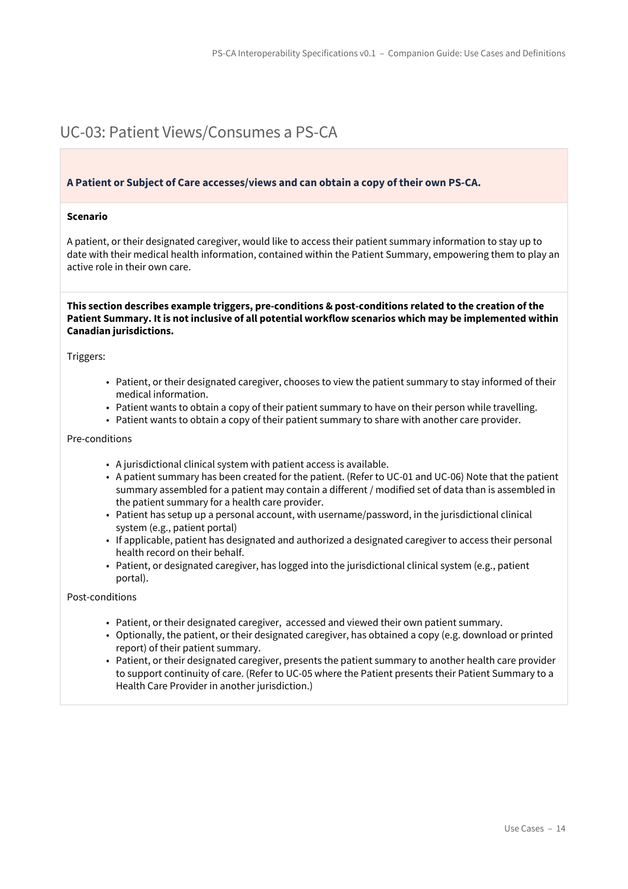## UC-03: Patient Views/Consumes a PS-CA

**A Patient or Subject of Care accesses/views and can obtain a copy of their own PS-CA.**

**Scenario**

A patient, or their designated caregiver, would like to access their patient summary information to stay up to date with their medical health information, contained within the Patient Summary, empowering them to play an active role in their own care.

**This section describes example triggers, pre-conditions & post-conditions related to the creation of the Patient Summary. It is not inclusive of all potential workflow scenarios which may be implemented within Canadian jurisdictions.**

Triggers:

- Patient, or their designated caregiver, chooses to view the patient summary to stay informed of their medical information.
- Patient wants to obtain a copy of their patient summary to have on their person while travelling.
- Patient wants to obtain a copy of their patient summary to share with another care provider.

Pre-conditions

- A jurisdictional clinical system with patient access is available.
- A patient summary has been created for the patient. (Refer to UC-01 and UC-06) Note that the patient summary assembled for a patient may contain a different / modified set of data than is assembled in the patient summary for a health care provider.
- Patient has setup up a personal account, with username/password, in the jurisdictional clinical system (e.g., patient portal)
- If applicable, patient has designated and authorized a designated caregiver to access their personal health record on their behalf.
- Patient, or designated caregiver, has logged into the jurisdictional clinical system (e.g., patient portal).

Post-conditions

- Patient, or their designated caregiver, accessed and viewed their own patient summary.
- Optionally, the patient, or their designated caregiver, has obtained a copy (e.g. download or printed report) of their patient summary.
- Patient, or their designated caregiver, presents the patient summary to another health care provider to support continuity of care. (Refer to UC-05 where the Patient presents their Patient Summary to a Health Care Provider in another jurisdiction.)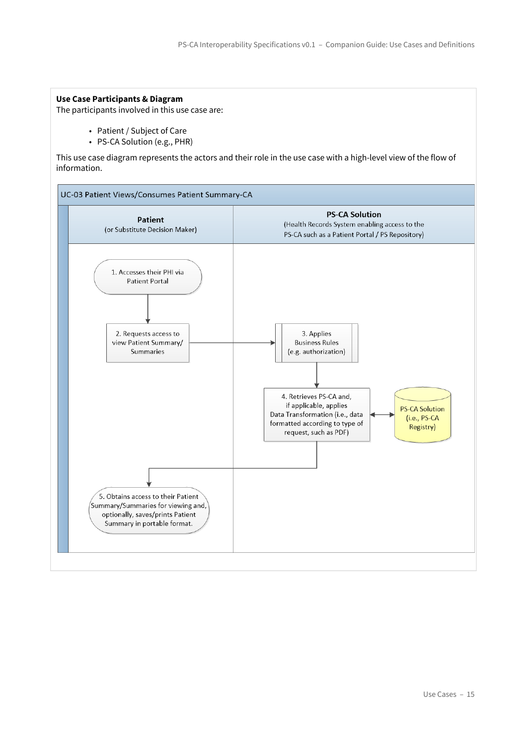**Use Case Participants & Diagram**

The participants involved in this use case are:

- Patient / Subject of Care
- PS-CA Solution (e.g., PHR)

This use case diagram represents the actors and their role in the use case with a high-level view of the flow of information.

UC-03 Patient Views/Consumes Patient Summary-CA

| Patient (or Substitute Decision Maker) | PS-CA Solution (Health Records System enabling access to the PS-CA such as a Patient Portal / PS Repository) |
| --- | --- |
| 1. Accesses their PHI via Patient Portal | |
| 2. Requests access to view Patient Summary/ Summaries | 3. Applies Business Rules (e.g. authorization) |
| | 4. Retrieves PS-CA and, if applicable, applies Data Transformation (i.e., data formatted according to type of request, such as PDF) ↔ PS-CA Solution (i.e., PS-CA Registry) |
| 5. Obtains access to their Patient Summary/Summaries for viewing and, optionally, saves/prints Patient Summary in portable format. | |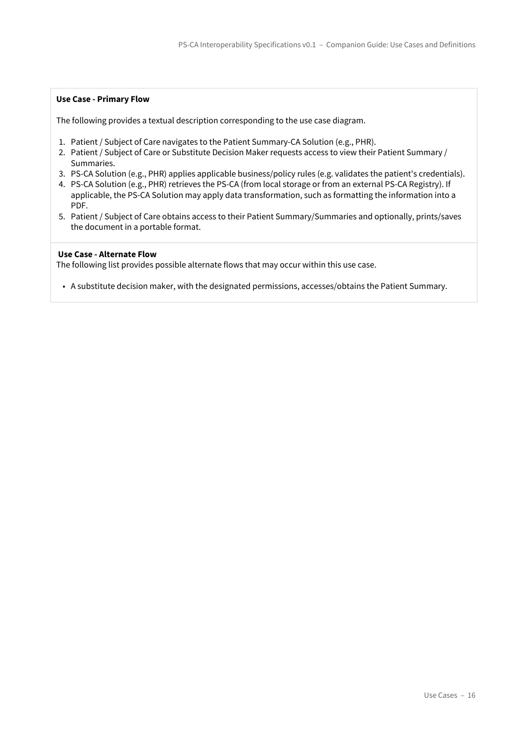**Use Case - Primary Flow**

The following provides a textual description corresponding to the use case diagram.

1. Patient / Subject of Care navigates to the Patient Summary-CA Solution (e.g., PHR).
2. Patient / Subject of Care or Substitute Decision Maker requests access to view their Patient Summary / Summaries.
3. PS-CA Solution (e.g., PHR) applies applicable business/policy rules (e.g. validates the patient's credentials).
4. PS-CA Solution (e.g., PHR) retrieves the PS-CA (from local storage or from an external PS-CA Registry). If applicable, the PS-CA Solution may apply data transformation, such as formatting the information into a PDF.
5. Patient / Subject of Care obtains access to their Patient Summary/Summaries and optionally, prints/saves the document in a portable format.

**Use Case - Alternate Flow**

The following list provides possible alternate flows that may occur within this use case.

- A substitute decision maker, with the designated permissions, accesses/obtains the Patient Summary.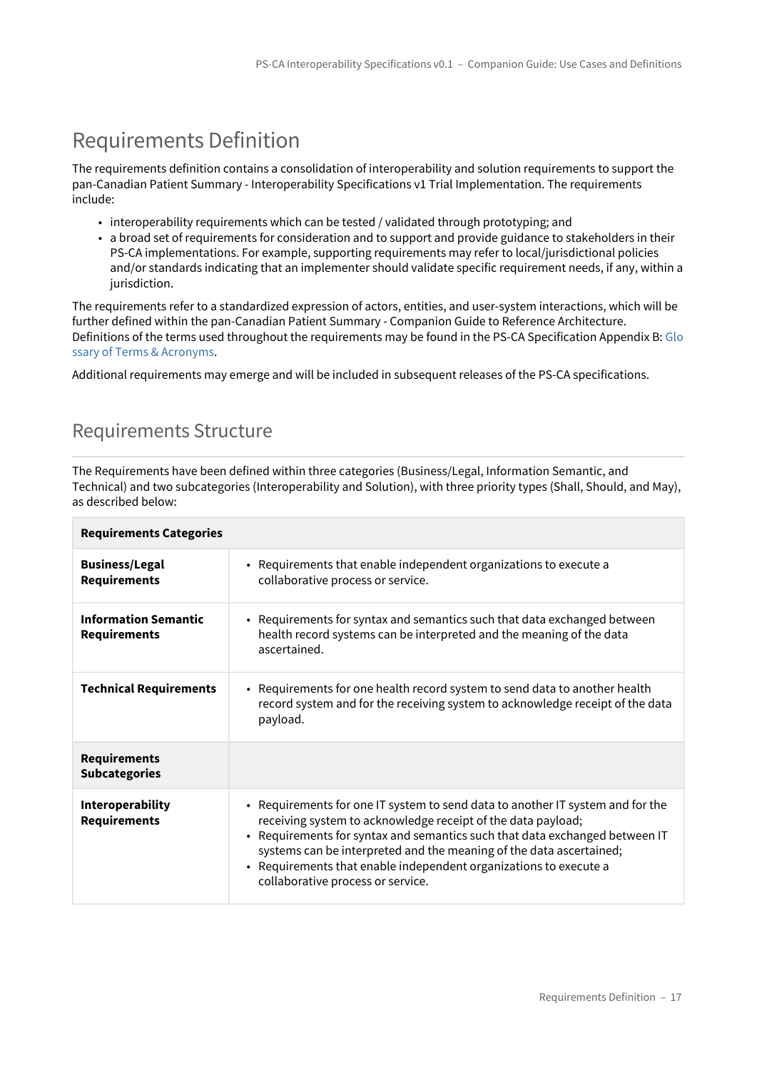# Requirements Definition

The requirements definition contains a consolidation of interoperability and solution requirements to support the pan-Canadian Patient Summary - Interoperability Specifications v1 Trial Implementation. The requirements include:

- interoperability requirements which can be tested / validated through prototyping; and
- a broad set of requirements for consideration and to support and provide guidance to stakeholders in their PS-CA implementations. For example, supporting requirements may refer to local/jurisdictional policies and/or standards indicating that an implementer should validate specific requirement needs, if any, within a jurisdiction.

The requirements refer to a standardized expression of actors, entities, and user-system interactions, which will be further defined within the pan-Canadian Patient Summary - Companion Guide to Reference Architecture. Definitions of the terms used throughout the requirements may be found in the PS-CA Specification Appendix B: Glossary of Terms & Acronyms.

Additional requirements may emerge and will be included in subsequent releases of the PS-CA specifications.

## Requirements Structure

The Requirements have been defined within three categories (Business/Legal, Information Semantic, and Technical) and two subcategories (Interoperability and Solution), with three priority types (Shall, Should, and May), as described below:

| **Requirements Categories** | |
|---|---|
| **Business/Legal Requirements** | • Requirements that enable independent organizations to execute a collaborative process or service. |
| **Information Semantic Requirements** | • Requirements for syntax and semantics such that data exchanged between health record systems can be interpreted and the meaning of the data ascertained. |
| **Technical Requirements** | • Requirements for one health record system to send data to another health record system and for the receiving system to acknowledge receipt of the data payload. |
| **Requirements Subcategories** | |
| **Interoperability Requirements** | • Requirements for one IT system to send data to another IT system and for the receiving system to acknowledge receipt of the data payload;<br>• Requirements for syntax and semantics such that data exchanged between IT systems can be interpreted and the meaning of the data ascertained;<br>• Requirements that enable independent organizations to execute a collaborative process or service. |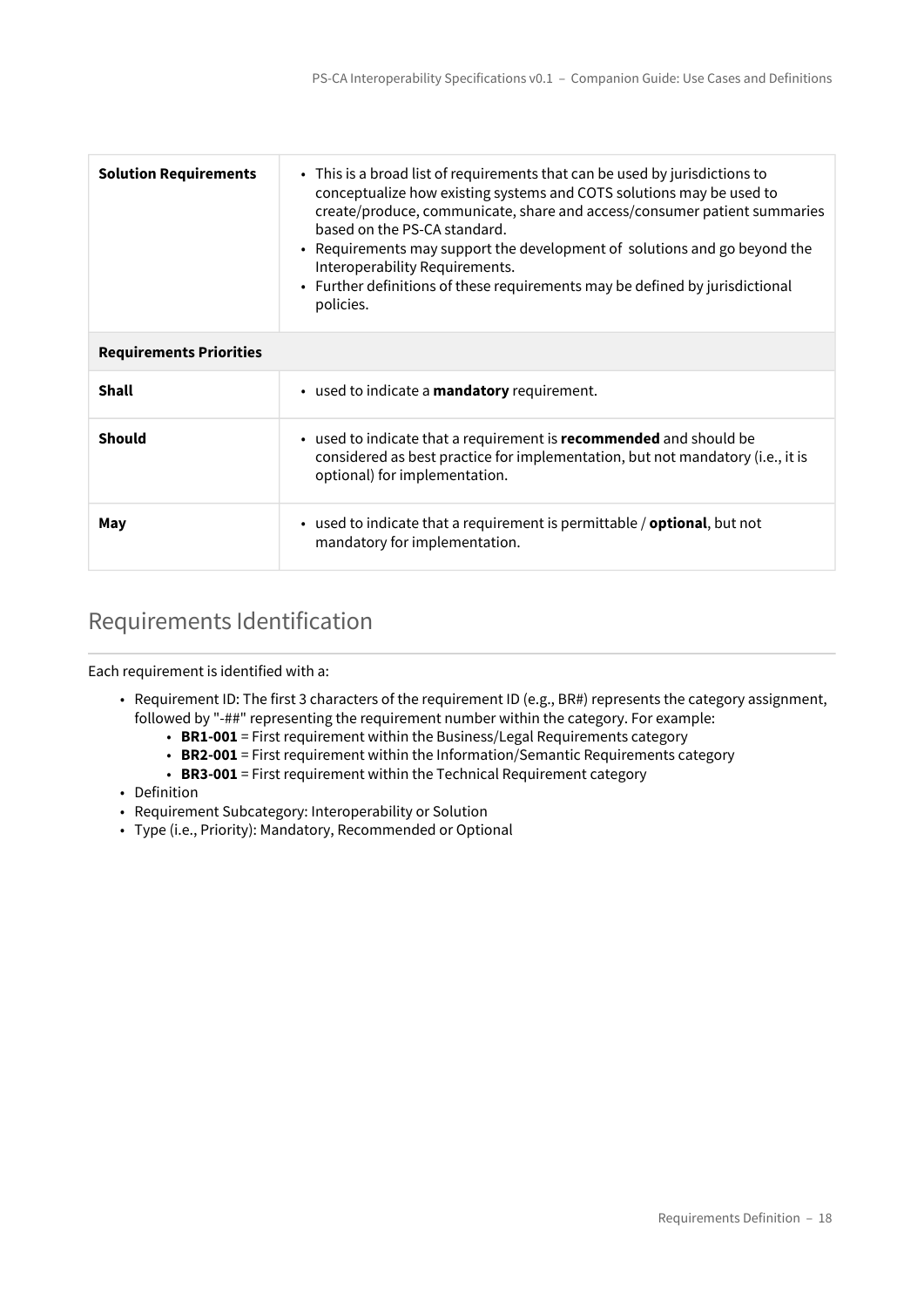| Solution Requirements | • This is a broad list of requirements that can be used by jurisdictions to conceptualize how existing systems and COTS solutions may be used to create/produce, communicate, share and access/consumer patient summaries based on the PS-CA standard.<br>• Requirements may support the development of solutions and go beyond the Interoperability Requirements.<br>• Further definitions of these requirements may be defined by jurisdictional policies. |
|---|---|
| **Requirements Priorities** | |
| **Shall** | • used to indicate a **mandatory** requirement. |
| **Should** | • used to indicate that a requirement is **recommended** and should be considered as best practice for implementation, but not mandatory (i.e., it is optional) for implementation. |
| **May** | • used to indicate that a requirement is permittable / **optional**, but not mandatory for implementation. |

## Requirements Identification

Each requirement is identified with a:

- Requirement ID: The first 3 characters of the requirement ID (e.g., BR#) represents the category assignment, followed by "-##" representing the requirement number within the category. For example:
  - **BR1-001** = First requirement within the Business/Legal Requirements category
  - **BR2-001** = First requirement within the Information/Semantic Requirements category
  - **BR3-001** = First requirement within the Technical Requirement category
- Definition
- Requirement Subcategory: Interoperability or Solution
- Type (i.e., Priority): Mandatory, Recommended or Optional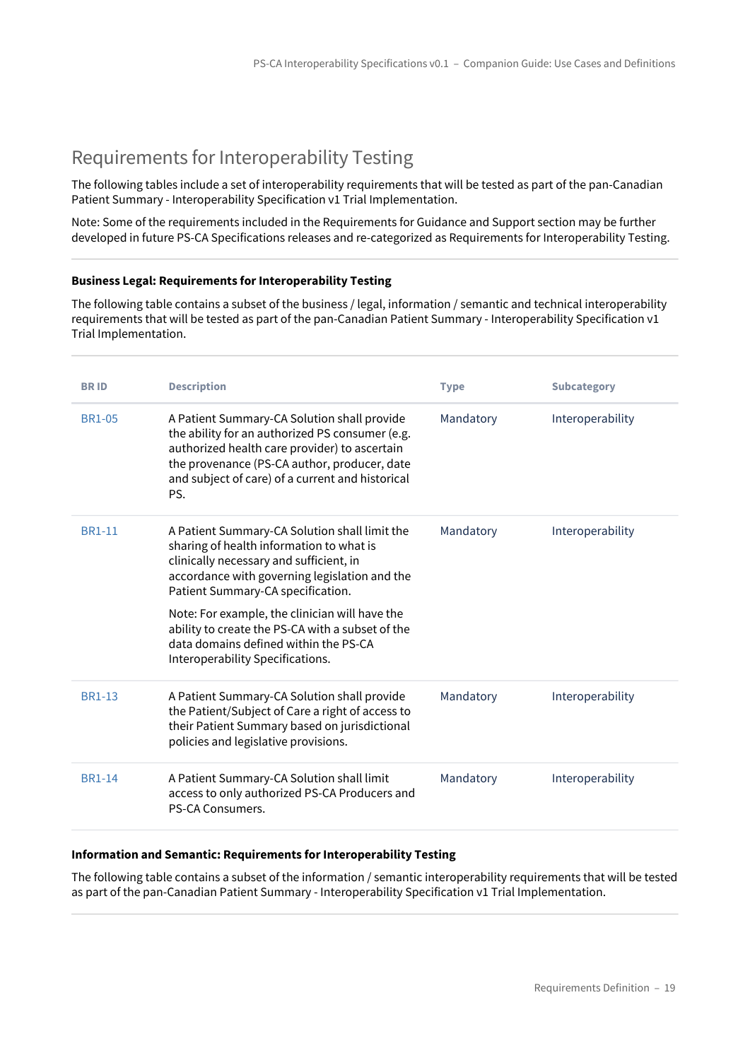## Requirements for Interoperability Testing

The following tables include a set of interoperability requirements that will be tested as part of the pan-Canadian Patient Summary - Interoperability Specification v1 Trial Implementation.

Note: Some of the requirements included in the Requirements for Guidance and Support section may be further developed in future PS-CA Specifications releases and re-categorized as Requirements for Interoperability Testing.

**Business Legal: Requirements for Interoperability Testing**

The following table contains a subset of the business / legal, information / semantic and technical interoperability requirements that will be tested as part of the pan-Canadian Patient Summary - Interoperability Specification v1 Trial Implementation.

| BR ID | Description | Type | Subcategory |
| --- | --- | --- | --- |
| BR1-05 | A Patient Summary-CA Solution shall provide the ability for an authorized PS consumer (e.g. authorized health care provider) to ascertain the provenance (PS-CA author, producer, date and subject of care) of a current and historical PS. | Mandatory | Interoperability |
| BR1-11 | A Patient Summary-CA Solution shall limit the sharing of health information to what is clinically necessary and sufficient, in accordance with governing legislation and the Patient Summary-CA specification.<br><br>Note: For example, the clinician will have the ability to create the PS-CA with a subset of the data domains defined within the PS-CA Interoperability Specifications. | Mandatory | Interoperability |
| BR1-13 | A Patient Summary-CA Solution shall provide the Patient/Subject of Care a right of access to their Patient Summary based on jurisdictional policies and legislative provisions. | Mandatory | Interoperability |
| BR1-14 | A Patient Summary-CA Solution shall limit access to only authorized PS-CA Producers and PS-CA Consumers. | Mandatory | Interoperability |

**Information and Semantic: Requirements for Interoperability Testing**

The following table contains a subset of the information / semantic interoperability requirements that will be tested as part of the pan-Canadian Patient Summary - Interoperability Specification v1 Trial Implementation.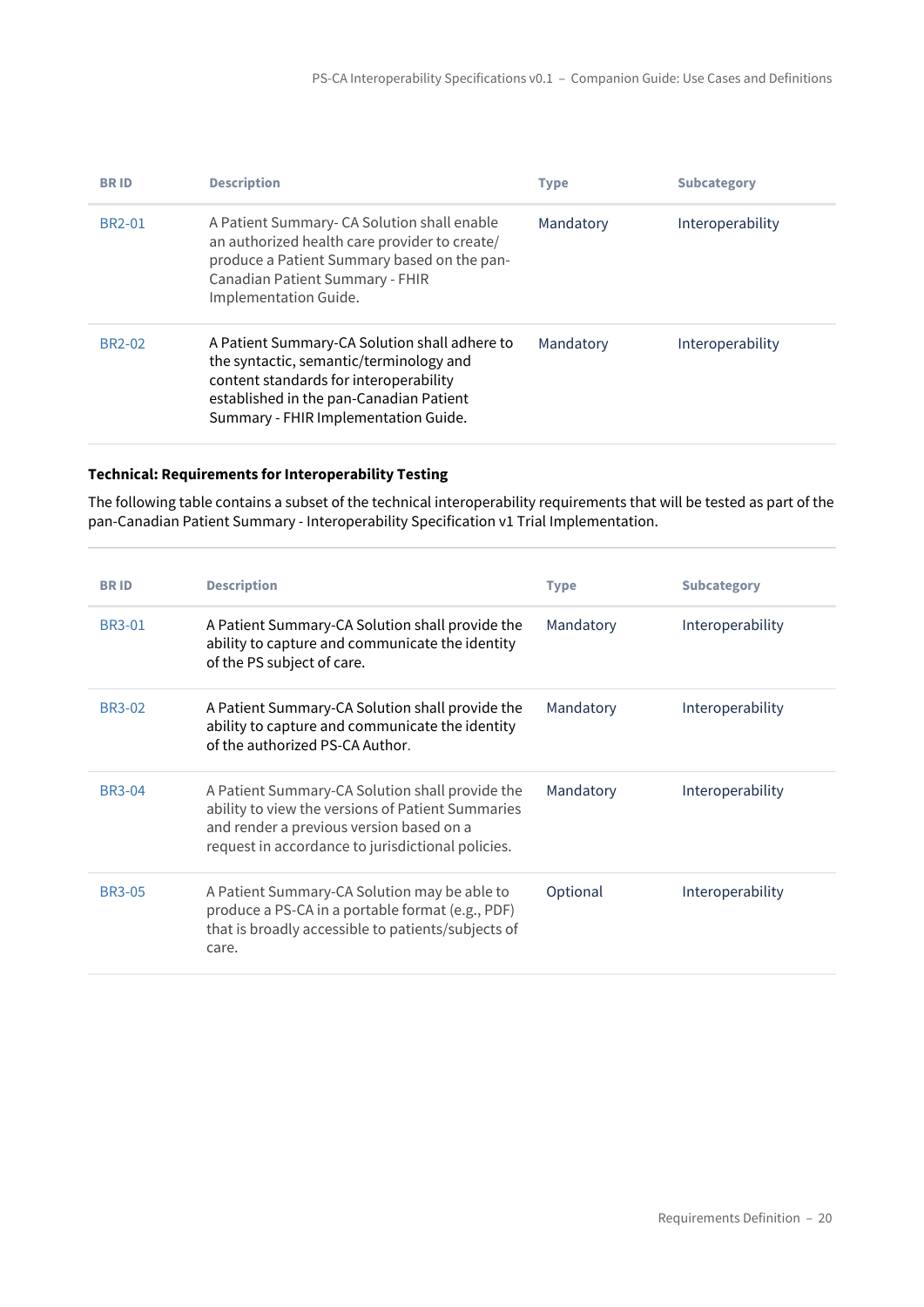| BR ID | Description | Type | Subcategory |
|---|---|---|---|
| BR2-01 | A Patient Summary- CA Solution shall enable an authorized health care provider to create/ produce a Patient Summary based on the pan-Canadian Patient Summary - FHIR Implementation Guide. | Mandatory | Interoperability |
| BR2-02 | A Patient Summary-CA Solution shall adhere to the syntactic, semantic/terminology and content standards for interoperability established in the pan-Canadian Patient Summary - FHIR Implementation Guide. | Mandatory | Interoperability |

**Technical: Requirements for Interoperability Testing**

The following table contains a subset of the technical interoperability requirements that will be tested as part of the pan-Canadian Patient Summary - Interoperability Specification v1 Trial Implementation.

| BR ID | Description | Type | Subcategory |
|---|---|---|---|
| BR3-01 | A Patient Summary-CA Solution shall provide the ability to capture and communicate the identity of the PS subject of care. | Mandatory | Interoperability |
| BR3-02 | A Patient Summary-CA Solution shall provide the ability to capture and communicate the identity of the authorized PS-CA Author. | Mandatory | Interoperability |
| BR3-04 | A Patient Summary-CA Solution shall provide the ability to view the versions of Patient Summaries and render a previous version based on a request in accordance to jurisdictional policies. | Mandatory | Interoperability |
| BR3-05 | A Patient Summary-CA Solution may be able to produce a PS-CA in a portable format (e.g., PDF) that is broadly accessible to patients/subjects of care. | Optional | Interoperability |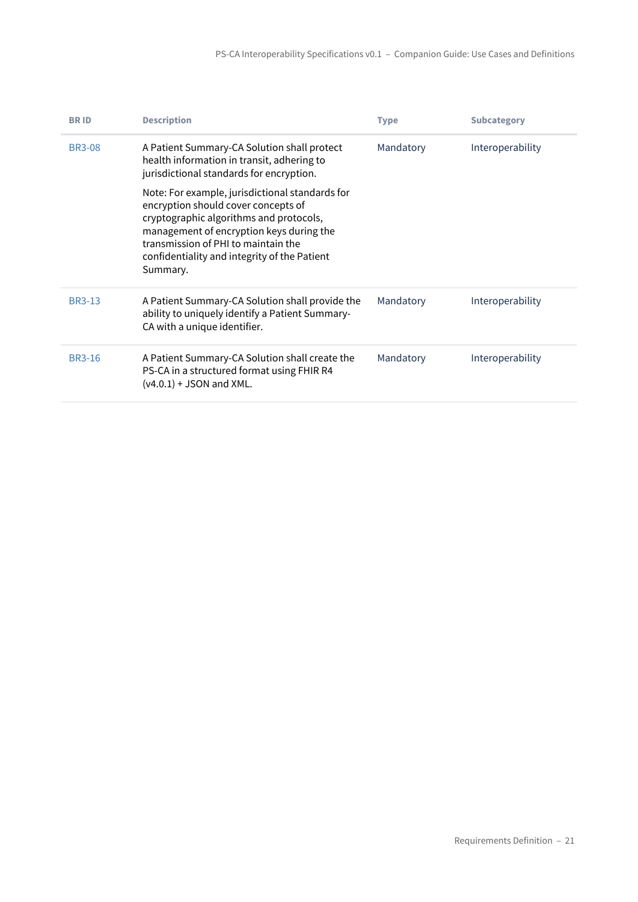| BR ID | Description | Type | Subcategory |
| --- | --- | --- | --- |
| BR3-08 | A Patient Summary-CA Solution shall protect health information in transit, adhering to jurisdictional standards for encryption.<br><br>Note: For example, jurisdictional standards for encryption should cover concepts of cryptographic algorithms and protocols, management of encryption keys during the transmission of PHI to maintain the confidentiality and integrity of the Patient Summary. | Mandatory | Interoperability |
| BR3-13 | A Patient Summary-CA Solution shall provide the ability to uniquely identify a Patient Summary-CA with a unique identifier. | Mandatory | Interoperability |
| BR3-16 | A Patient Summary-CA Solution shall create the PS-CA in a structured format using FHIR R4 (v4.0.1) + JSON and XML. | Mandatory | Interoperability |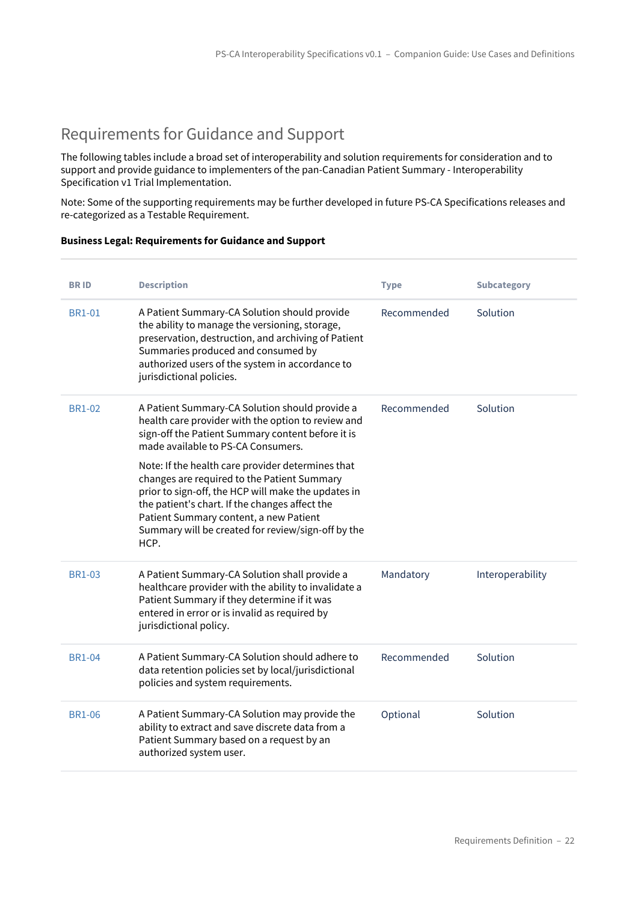## Requirements for Guidance and Support

The following tables include a broad set of interoperability and solution requirements for consideration and to support and provide guidance to implementers of the pan-Canadian Patient Summary - Interoperability Specification v1 Trial Implementation.

Note: Some of the supporting requirements may be further developed in future PS-CA Specifications releases and re-categorized as a Testable Requirement.

**Business Legal: Requirements for Guidance and Support**

| BR ID | Description | Type | Subcategory |
| --- | --- | --- | --- |
| BR1-01 | A Patient Summary-CA Solution should provide the ability to manage the versioning, storage, preservation, destruction, and archiving of Patient Summaries produced and consumed by authorized users of the system in accordance to jurisdictional policies. | Recommended | Solution |
| BR1-02 | A Patient Summary-CA Solution should provide a health care provider with the option to review and sign-off the Patient Summary content before it is made available to PS-CA Consumers.<br><br>Note: If the health care provider determines that changes are required to the Patient Summary prior to sign-off, the HCP will make the updates in the patient's chart. If the changes affect the Patient Summary content, a new Patient Summary will be created for review/sign-off by the HCP. | Recommended | Solution |
| BR1-03 | A Patient Summary-CA Solution shall provide a healthcare provider with the ability to invalidate a Patient Summary if they determine if it was entered in error or is invalid as required by jurisdictional policy. | Mandatory | Interoperability |
| BR1-04 | A Patient Summary-CA Solution should adhere to data retention policies set by local/jurisdictional policies and system requirements. | Recommended | Solution |
| BR1-06 | A Patient Summary-CA Solution may provide the ability to extract and save discrete data from a Patient Summary based on a request by an authorized system user. | Optional | Solution |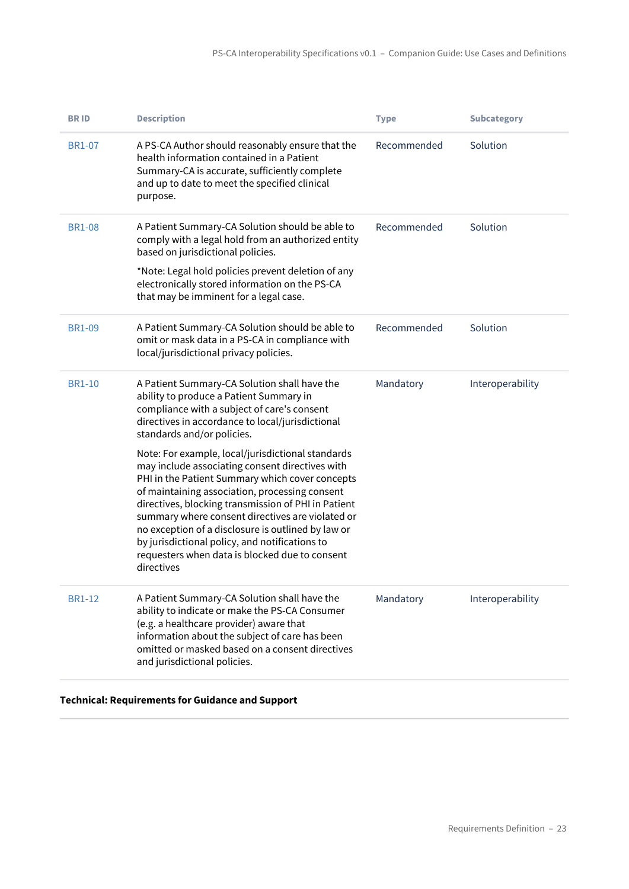| BR ID | Description | Type | Subcategory |
|---|---|---|---|
| BR1-07 | A PS-CA Author should reasonably ensure that the health information contained in a Patient Summary-CA is accurate, sufficiently complete and up to date to meet the specified clinical purpose. | Recommended | Solution |
| BR1-08 | A Patient Summary-CA Solution should be able to comply with a legal hold from an authorized entity based on jurisdictional policies.<br><br>*Note: Legal hold policies prevent deletion of any electronically stored information on the PS-CA that may be imminent for a legal case. | Recommended | Solution |
| BR1-09 | A Patient Summary-CA Solution should be able to omit or mask data in a PS-CA in compliance with local/jurisdictional privacy policies. | Recommended | Solution |
| BR1-10 | A Patient Summary-CA Solution shall have the ability to produce a Patient Summary in compliance with a subject of care's consent directives in accordance to local/jurisdictional standards and/or policies.<br><br>Note: For example, local/jurisdictional standards may include associating consent directives with PHI in the Patient Summary which cover concepts of maintaining association, processing consent directives, blocking transmission of PHI in Patient summary where consent directives are violated or no exception of a disclosure is outlined by law or by jurisdictional policy, and notifications to requesters when data is blocked due to consent directives | Mandatory | Interoperability |
| BR1-12 | A Patient Summary-CA Solution shall have the ability to indicate or make the PS-CA Consumer (e.g. a healthcare provider) aware that information about the subject of care has been omitted or masked based on a consent directives and jurisdictional policies. | Mandatory | Interoperability |

**Technical: Requirements for Guidance and Support**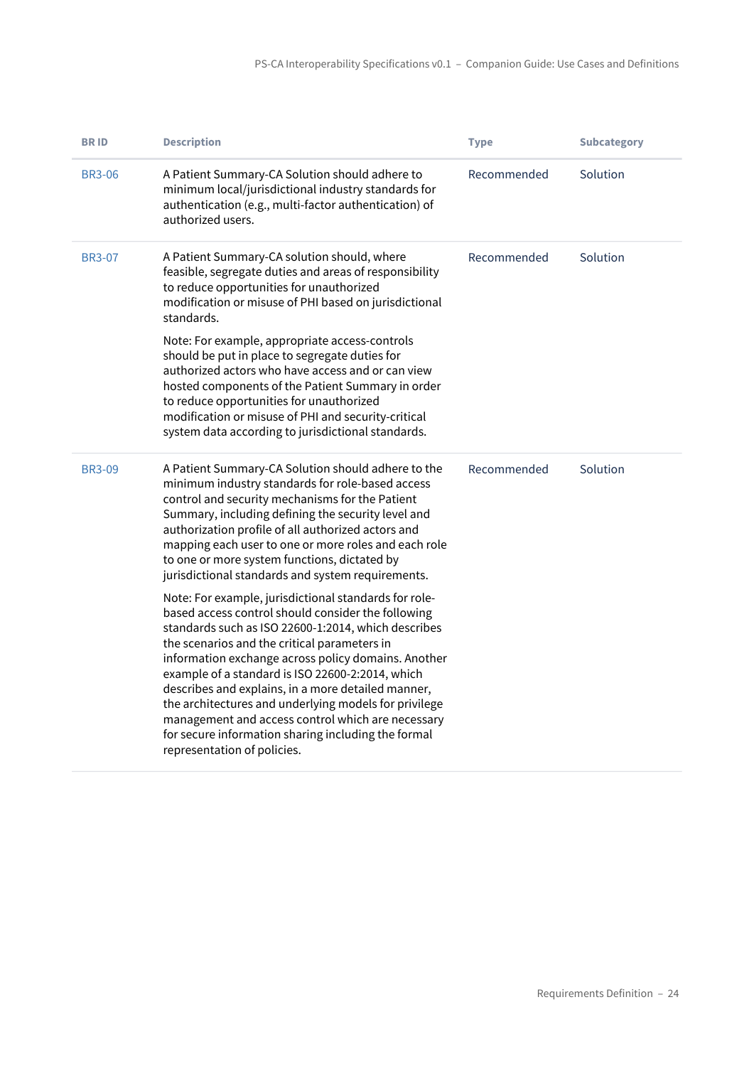| BR ID | Description | Type | Subcategory |
|---|---|---|---|
| BR3-06 | A Patient Summary-CA Solution should adhere to minimum local/jurisdictional industry standards for authentication (e.g., multi-factor authentication) of authorized users. | Recommended | Solution |
| BR3-07 | A Patient Summary-CA solution should, where feasible, segregate duties and areas of responsibility to reduce opportunities for unauthorized modification or misuse of PHI based on jurisdictional standards.<br><br>Note: For example, appropriate access-controls should be put in place to segregate duties for authorized actors who have access and or can view hosted components of the Patient Summary in order to reduce opportunities for unauthorized modification or misuse of PHI and security-critical system data according to jurisdictional standards. | Recommended | Solution |
| BR3-09 | A Patient Summary-CA Solution should adhere to the minimum industry standards for role-based access control and security mechanisms for the Patient Summary, including defining the security level and authorization profile of all authorized actors and mapping each user to one or more roles and each role to one or more system functions, dictated by jurisdictional standards and system requirements.<br><br>Note: For example, jurisdictional standards for role-based access control should consider the following standards such as ISO 22600-1:2014, which describes the scenarios and the critical parameters in information exchange across policy domains. Another example of a standard is ISO 22600-2:2014, which describes and explains, in a more detailed manner, the architectures and underlying models for privilege management and access control which are necessary for secure information sharing including the formal representation of policies. | Recommended | Solution |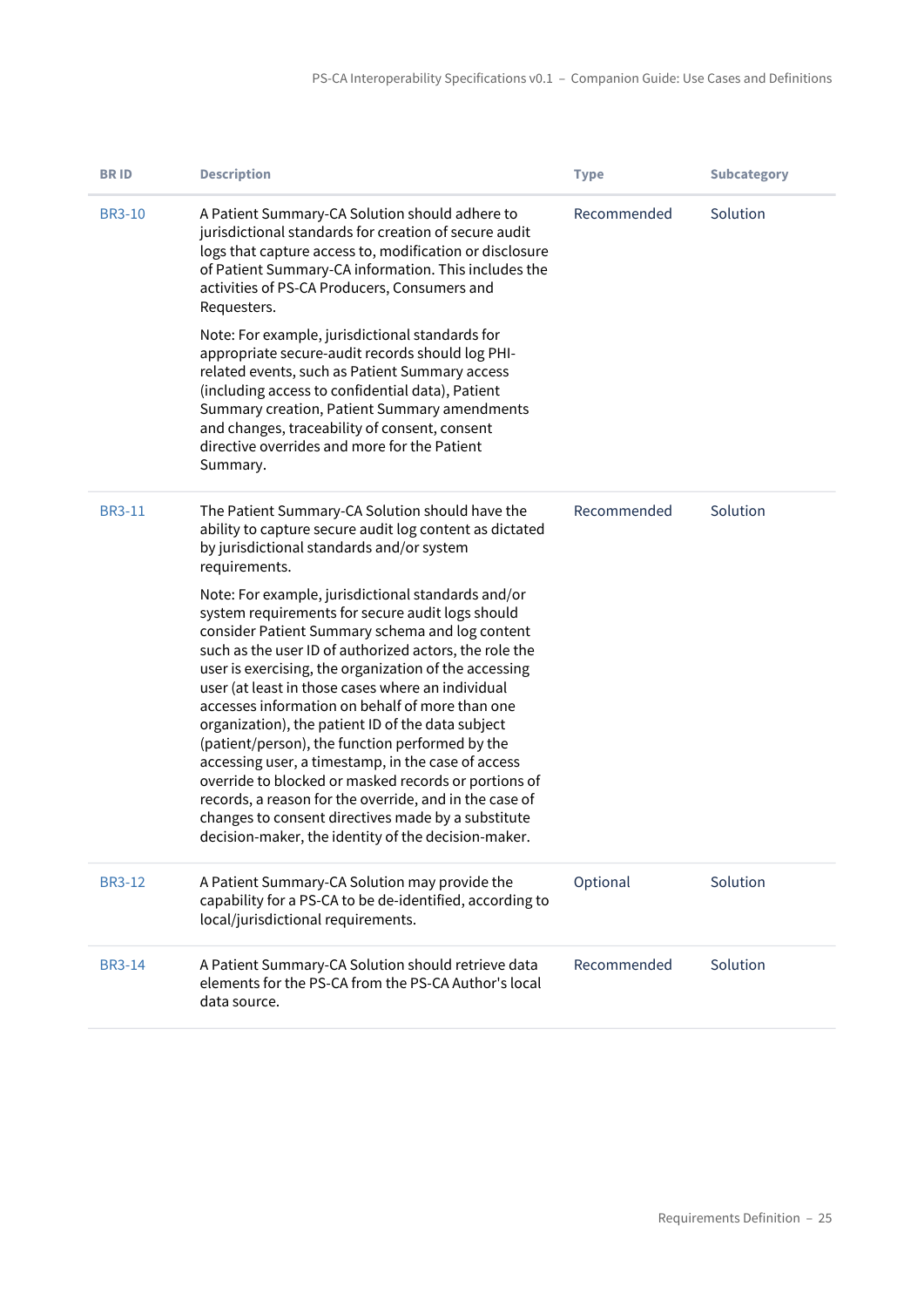| BR ID | Description | Type | Subcategory |
|---|---|---|---|
| BR3-10 | A Patient Summary-CA Solution should adhere to jurisdictional standards for creation of secure audit logs that capture access to, modification or disclosure of Patient Summary-CA information. This includes the activities of PS-CA Producers, Consumers and Requesters.<br><br>Note: For example, jurisdictional standards for appropriate secure-audit records should log PHI-related events, such as Patient Summary access (including access to confidential data), Patient Summary creation, Patient Summary amendments and changes, traceability of consent, consent directive overrides and more for the Patient Summary. | Recommended | Solution |
| BR3-11 | The Patient Summary-CA Solution should have the ability to capture secure audit log content as dictated by jurisdictional standards and/or system requirements.<br><br>Note: For example, jurisdictional standards and/or system requirements for secure audit logs should consider Patient Summary schema and log content such as the user ID of authorized actors, the role the user is exercising, the organization of the accessing user (at least in those cases where an individual accesses information on behalf of more than one organization), the patient ID of the data subject (patient/person), the function performed by the accessing user, a timestamp, in the case of access override to blocked or masked records or portions of records, a reason for the override, and in the case of changes to consent directives made by a substitute decision-maker, the identity of the decision-maker. | Recommended | Solution |
| BR3-12 | A Patient Summary-CA Solution may provide the capability for a PS-CA to be de-identified, according to local/jurisdictional requirements. | Optional | Solution |
| BR3-14 | A Patient Summary-CA Solution should retrieve data elements for the PS-CA from the PS-CA Author's local data source. | Recommended | Solution |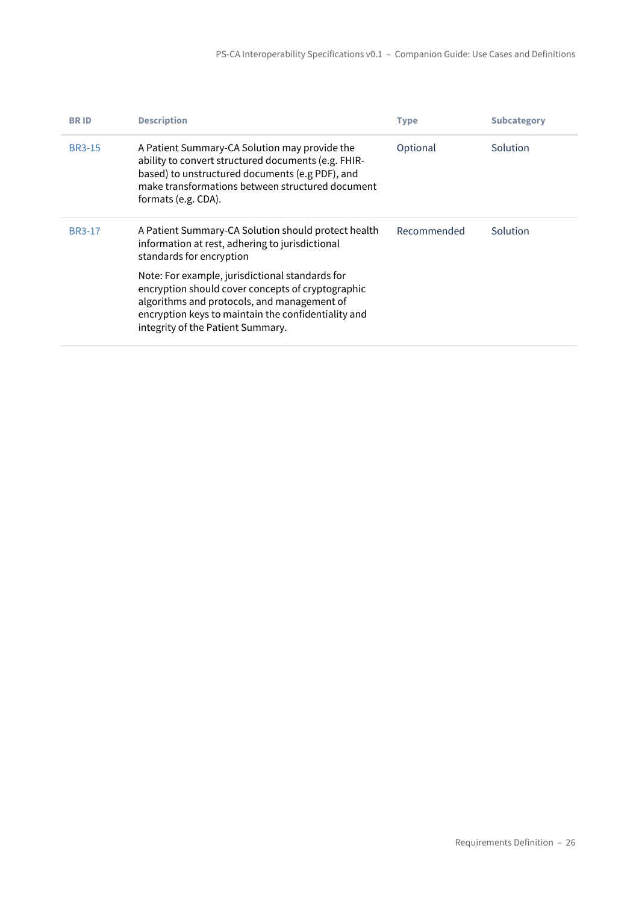| BR ID | Description | Type | Subcategory |
| --- | --- | --- | --- |
| BR3-15 | A Patient Summary-CA Solution may provide the ability to convert structured documents (e.g. FHIR-based) to unstructured documents (e.g PDF), and make transformations between structured document formats (e.g. CDA). | Optional | Solution |
| BR3-17 | A Patient Summary-CA Solution should protect health information at rest, adhering to jurisdictional standards for encryption<br><br>Note: For example, jurisdictional standards for encryption should cover concepts of cryptographic algorithms and protocols, and management of encryption keys to maintain the confidentiality and integrity of the Patient Summary. | Recommended | Solution |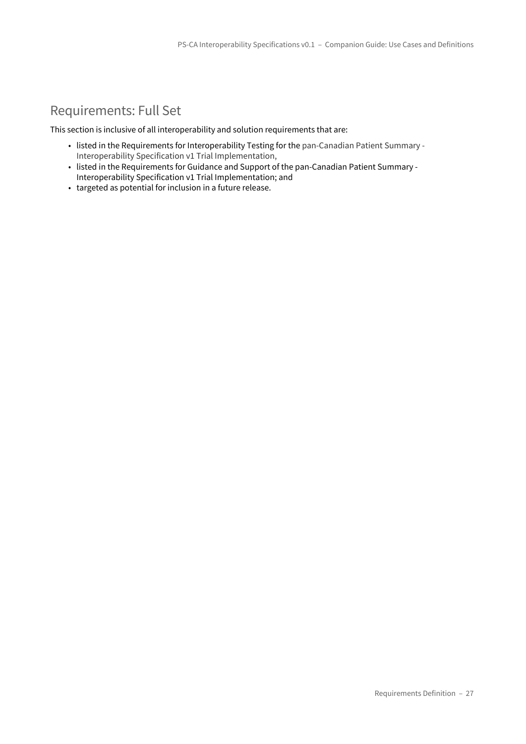## Requirements: Full Set

This section is inclusive of all interoperability and solution requirements that are:

- listed in the Requirements for Interoperability Testing for the pan-Canadian Patient Summary - Interoperability Specification v1 Trial Implementation,
- listed in the Requirements for Guidance and Support of the pan-Canadian Patient Summary - Interoperability Specification v1 Trial Implementation; and
- targeted as potential for inclusion in a future release.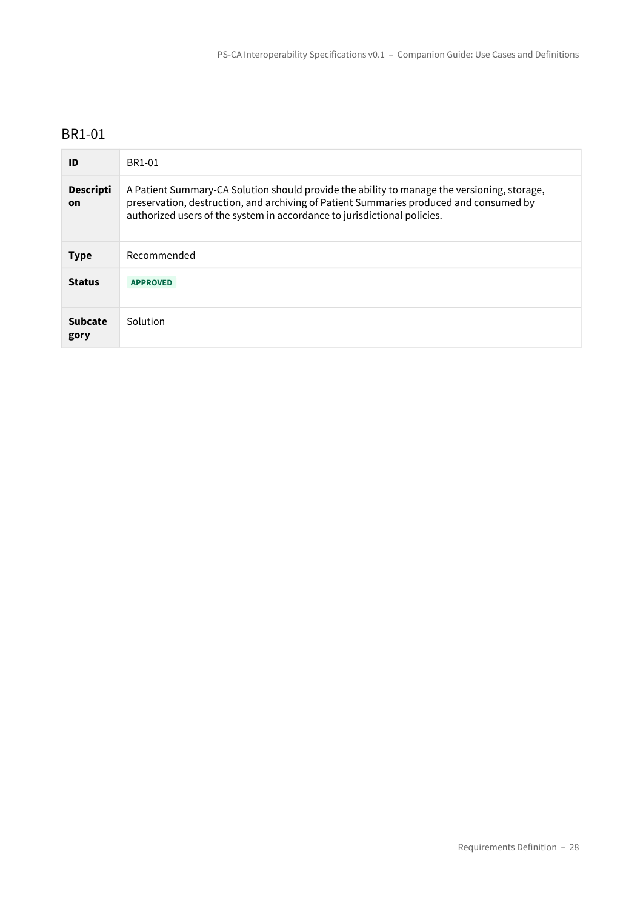## BR1-01

| ID | BR1-01 |
| --- | --- |
| **Description** | A Patient Summary-CA Solution should provide the ability to manage the versioning, storage, preservation, destruction, and archiving of Patient Summaries produced and consumed by authorized users of the system in accordance to jurisdictional policies. |
| **Type** | Recommended |
| **Status** | **APPROVED** |
| **Subcategory** | Solution |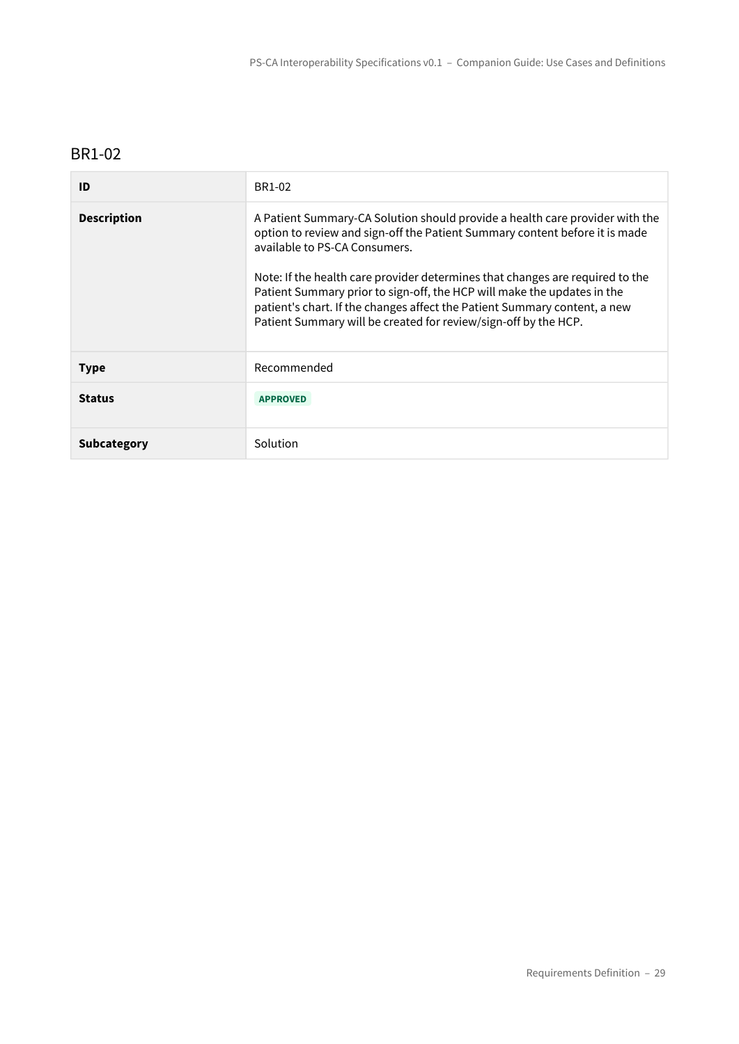## BR1-02

| ID | BR1-02 |
|---|---|
| **Description** | A Patient Summary-CA Solution should provide a health care provider with the option to review and sign-off the Patient Summary content before it is made available to PS-CA Consumers.<br><br>Note: If the health care provider determines that changes are required to the Patient Summary prior to sign-off, the HCP will make the updates in the patient's chart. If the changes affect the Patient Summary content, a new Patient Summary will be created for review/sign-off by the HCP. |
| **Type** | Recommended |
| **Status** | APPROVED |
| **Subcategory** | Solution |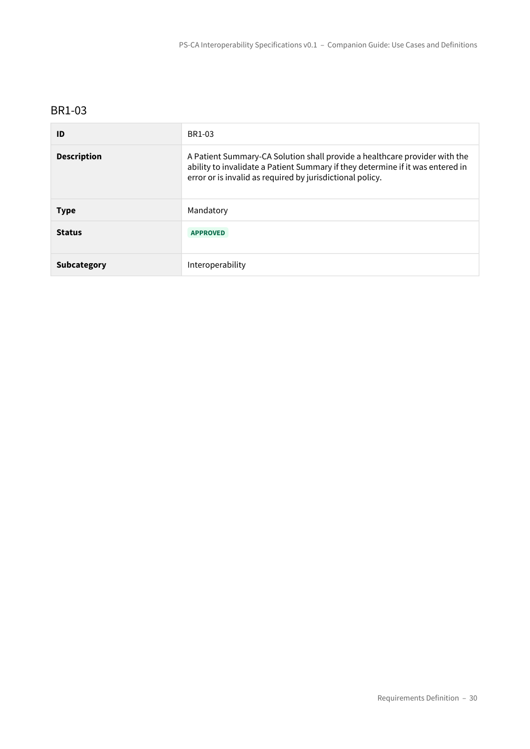## BR1-03

| ID | BR1-03 |
| --- | --- |
| **Description** | A Patient Summary-CA Solution shall provide a healthcare provider with the ability to invalidate a Patient Summary if they determine if it was entered in error or is invalid as required by jurisdictional policy. |
| **Type** | Mandatory |
| **Status** | APPROVED |
| **Subcategory** | Interoperability |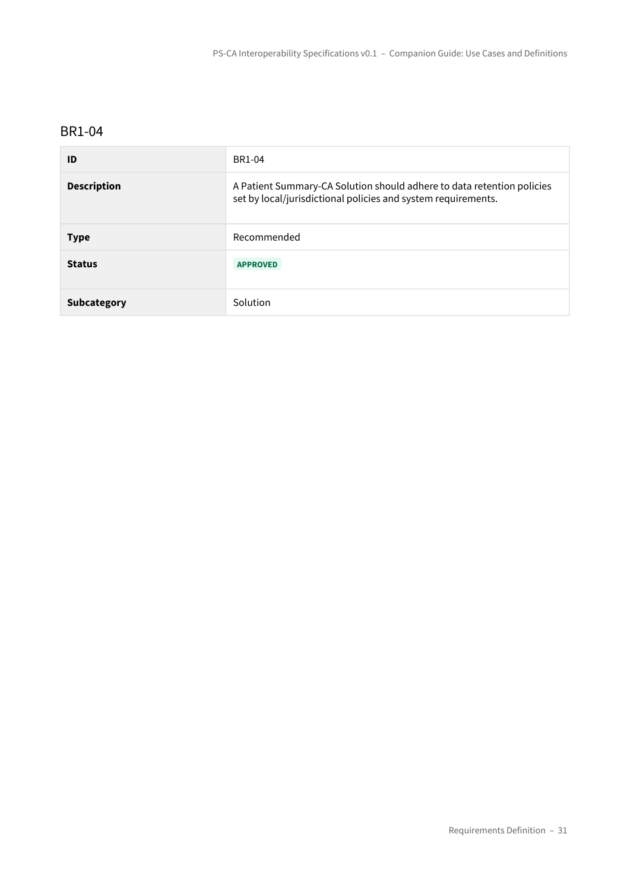### BR1-04

| ID | BR1-04 |
| --- | --- |
| **Description** | A Patient Summary-CA Solution should adhere to data retention policies set by local/jurisdictional policies and system requirements. |
| **Type** | Recommended |
| **Status** | APPROVED |
| **Subcategory** | Solution |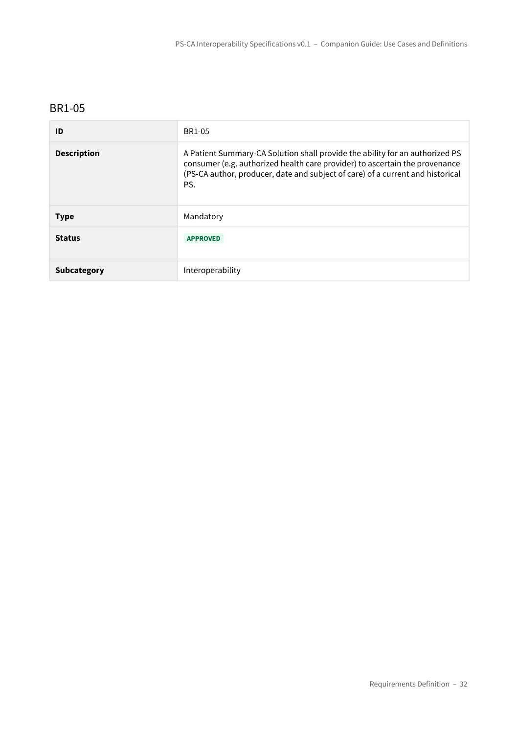## BR1-05

| ID | BR1-05 |
| --- | --- |
| **Description** | A Patient Summary-CA Solution shall provide the ability for an authorized PS consumer (e.g. authorized health care provider) to ascertain the provenance (PS-CA author, producer, date and subject of care) of a current and historical PS. |
| **Type** | Mandatory |
| **Status** | APPROVED |
| **Subcategory** | Interoperability |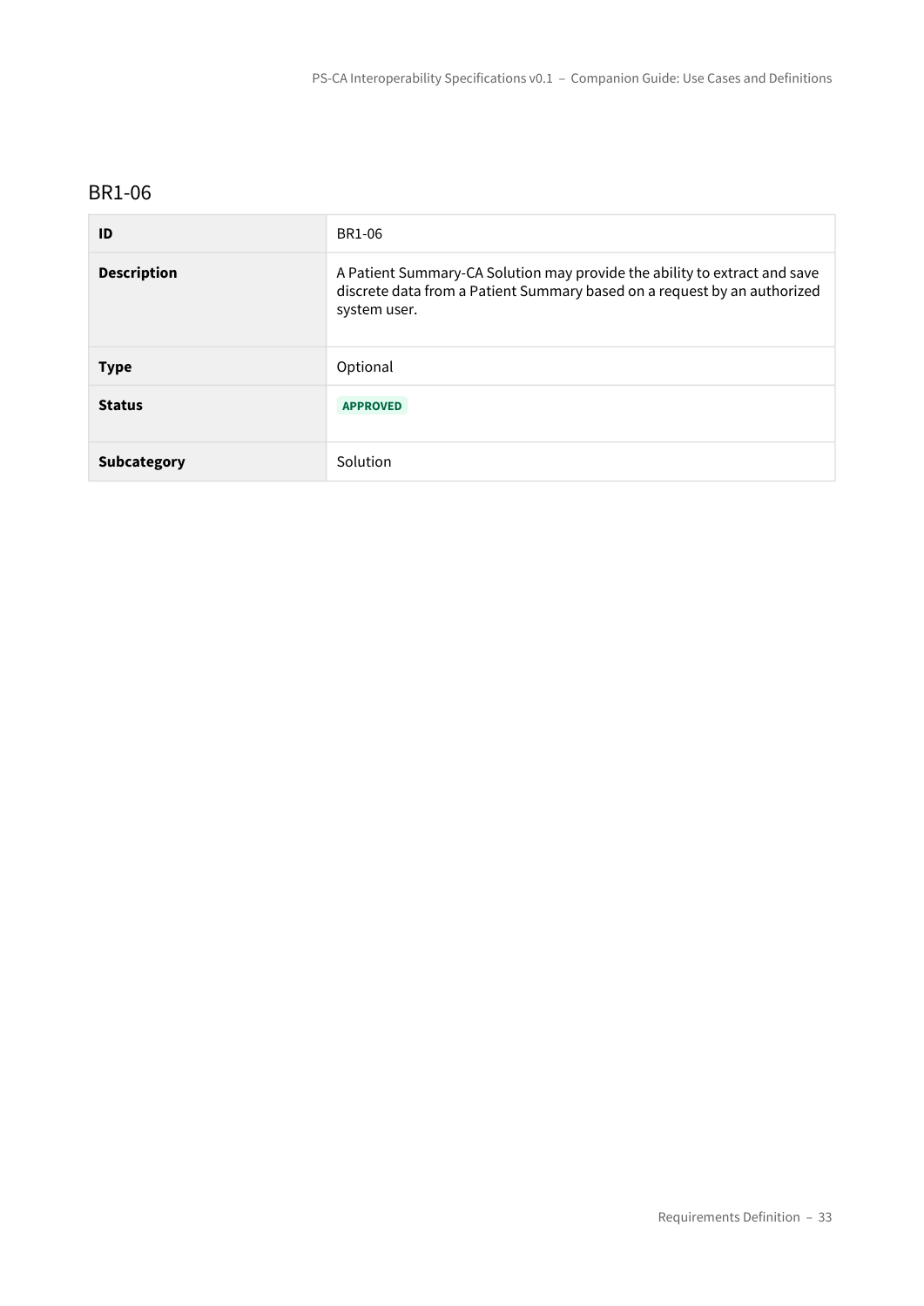## BR1-06

| ID | BR1-06 |
|---|---|
| **Description** | A Patient Summary-CA Solution may provide the ability to extract and save discrete data from a Patient Summary based on a request by an authorized system user. |
| **Type** | Optional |
| **Status** | APPROVED |
| **Subcategory** | Solution |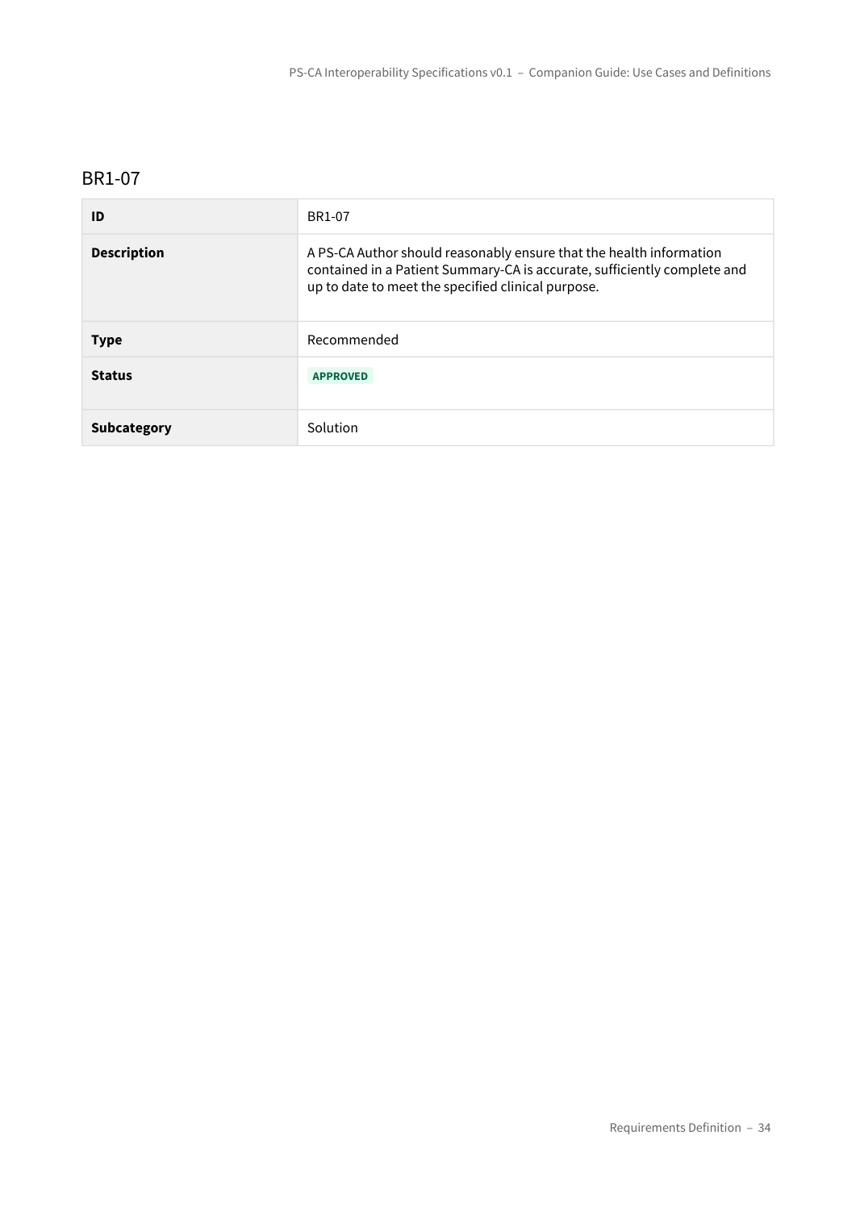## BR1-07

| ID | BR1-07 |
| --- | --- |
| **Description** | A PS-CA Author should reasonably ensure that the health information contained in a Patient Summary-CA is accurate, sufficiently complete and up to date to meet the specified clinical purpose. |
| **Type** | Recommended |
| **Status** | APPROVED |
| **Subcategory** | Solution |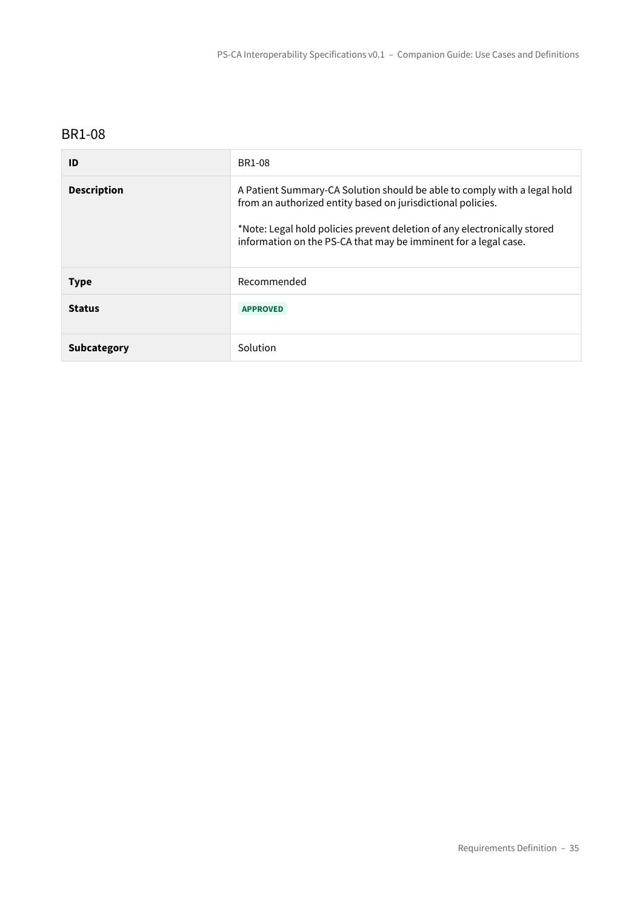## BR1-08

| ID | BR1-08 |
| --- | --- |
| **Description** | A Patient Summary-CA Solution should be able to comply with a legal hold from an authorized entity based on jurisdictional policies.<br><br>*Note: Legal hold policies prevent deletion of any electronically stored information on the PS-CA that may be imminent for a legal case. |
| **Type** | Recommended |
| **Status** | APPROVED |
| **Subcategory** | Solution |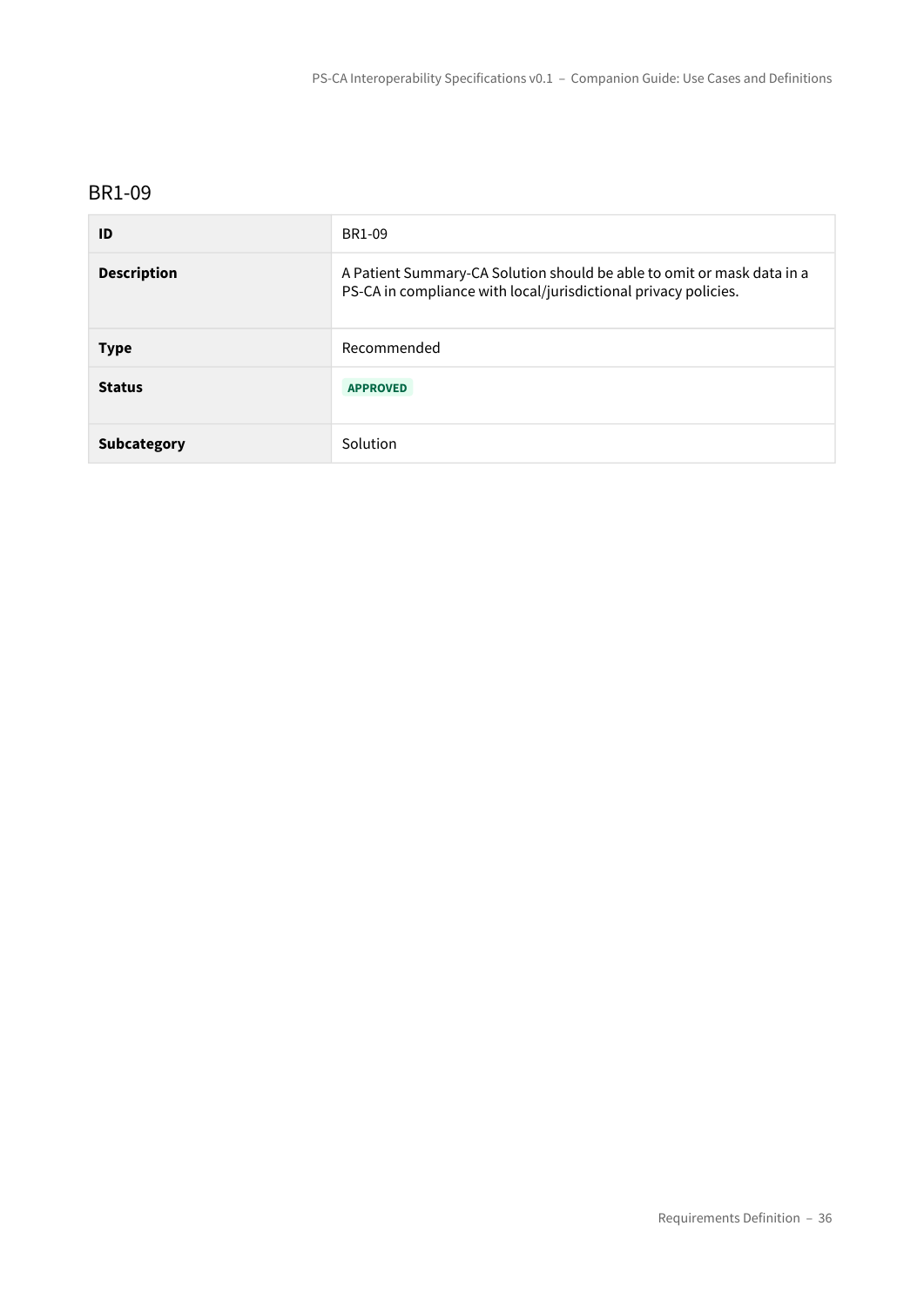## BR1-09

| ID | BR1-09 |
| --- | --- |
| **Description** | A Patient Summary-CA Solution should be able to omit or mask data in a PS-CA in compliance with local/jurisdictional privacy policies. |
| **Type** | Recommended |
| **Status** | APPROVED |
| **Subcategory** | Solution |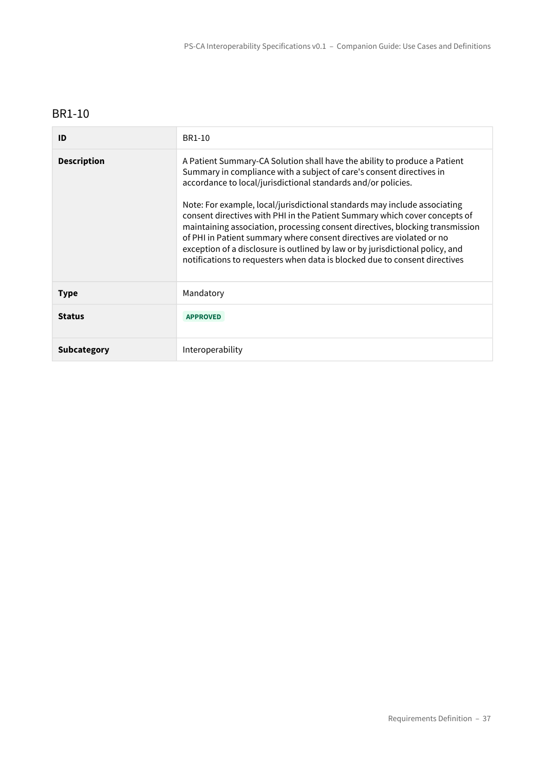## BR1-10

| ID | BR1-10 |
|---|---|
| **Description** | A Patient Summary-CA Solution shall have the ability to produce a Patient Summary in compliance with a subject of care's consent directives in accordance to local/jurisdictional standards and/or policies.<br><br>Note: For example, local/jurisdictional standards may include associating consent directives with PHI in the Patient Summary which cover concepts of maintaining association, processing consent directives, blocking transmission of PHI in Patient summary where consent directives are violated or no exception of a disclosure is outlined by law or by jurisdictional policy, and notifications to requesters when data is blocked due to consent directives |
| **Type** | Mandatory |
| **Status** | APPROVED |
| **Subcategory** | Interoperability |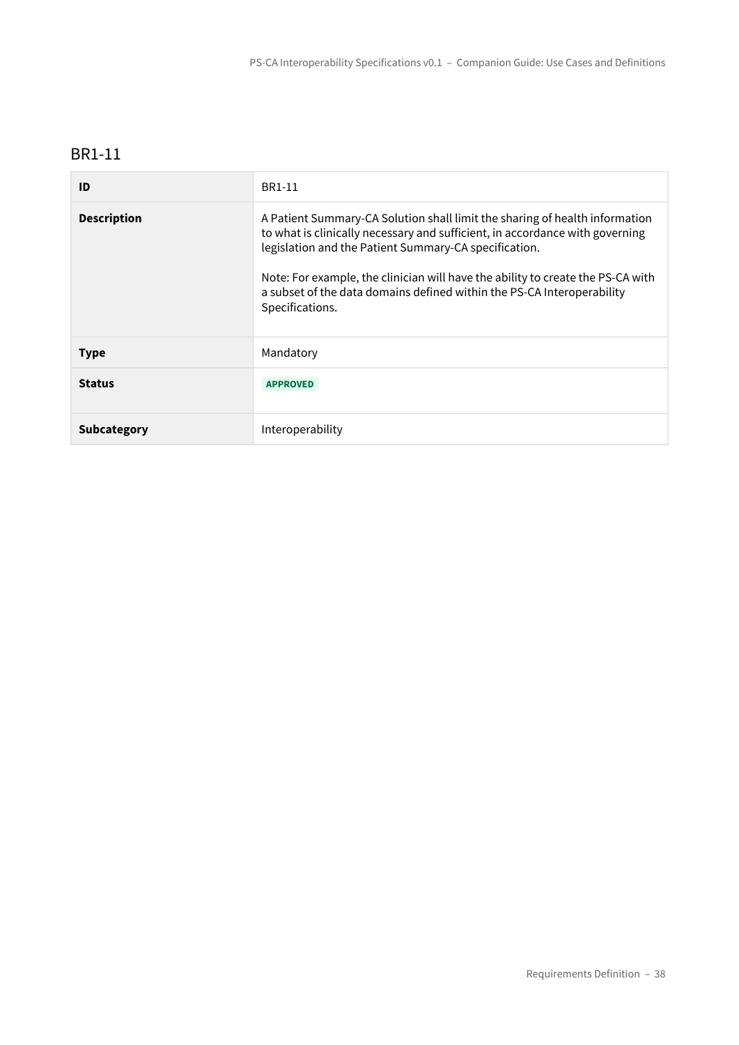## BR1-11

| ID | BR1-11 |
| --- | --- |
| **Description** | A Patient Summary-CA Solution shall limit the sharing of health information to what is clinically necessary and sufficient, in accordance with governing legislation and the Patient Summary-CA specification.<br><br>Note: For example, the clinician will have the ability to create the PS-CA with a subset of the data domains defined within the PS-CA Interoperability Specifications. |
| **Type** | Mandatory |
| **Status** | APPROVED |
| **Subcategory** | Interoperability |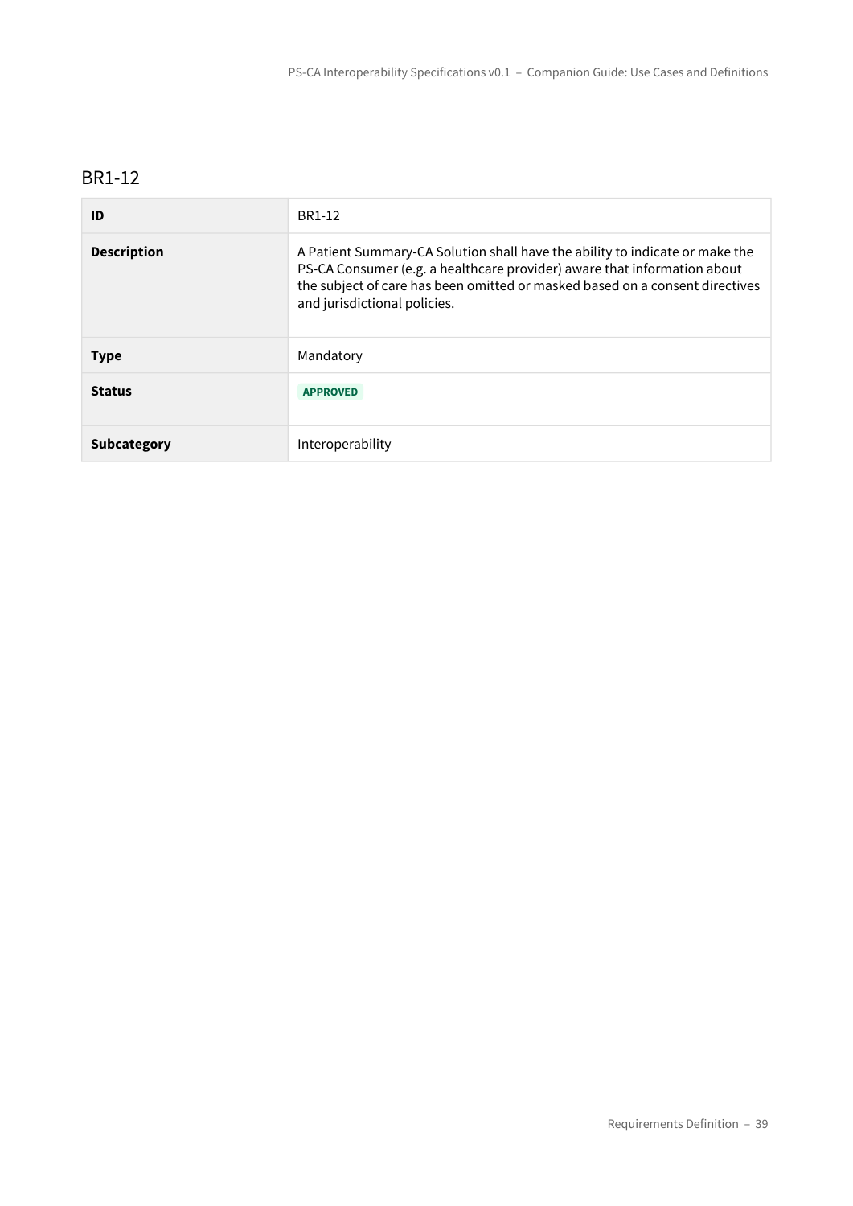## BR1-12

| ID | BR1-12 |
| --- | --- |
| **Description** | A Patient Summary-CA Solution shall have the ability to indicate or make the PS-CA Consumer (e.g. a healthcare provider) aware that information about the subject of care has been omitted or masked based on a consent directives and jurisdictional policies. |
| **Type** | Mandatory |
| **Status** | APPROVED |
| **Subcategory** | Interoperability |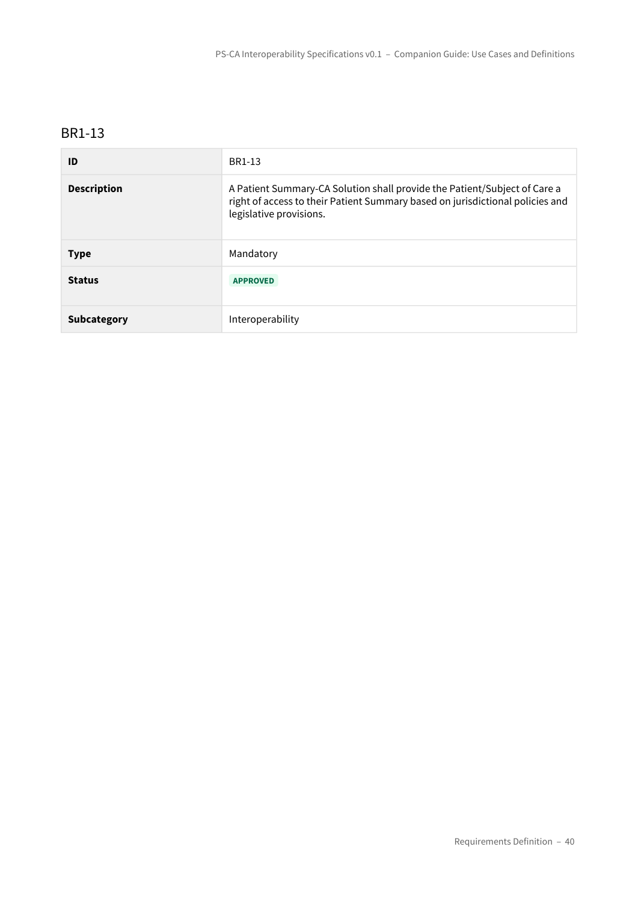## BR1-13

| ID | BR1-13 |
| --- | --- |
| **Description** | A Patient Summary-CA Solution shall provide the Patient/Subject of Care a right of access to their Patient Summary based on jurisdictional policies and legislative provisions. |
| **Type** | Mandatory |
| **Status** | APPROVED |
| **Subcategory** | Interoperability |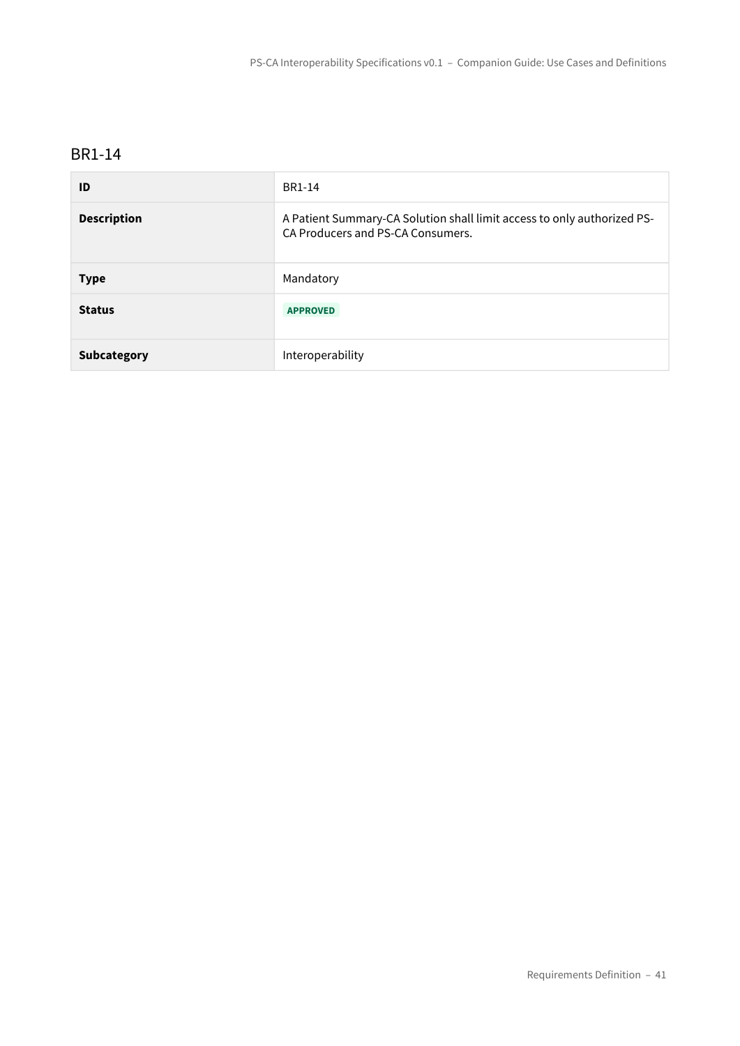### BR1-14

| ID | BR1-14 |
| --- | --- |
| **Description** | A Patient Summary-CA Solution shall limit access to only authorized PS-CA Producers and PS-CA Consumers. |
| **Type** | Mandatory |
| **Status** | APPROVED |
| **Subcategory** | Interoperability |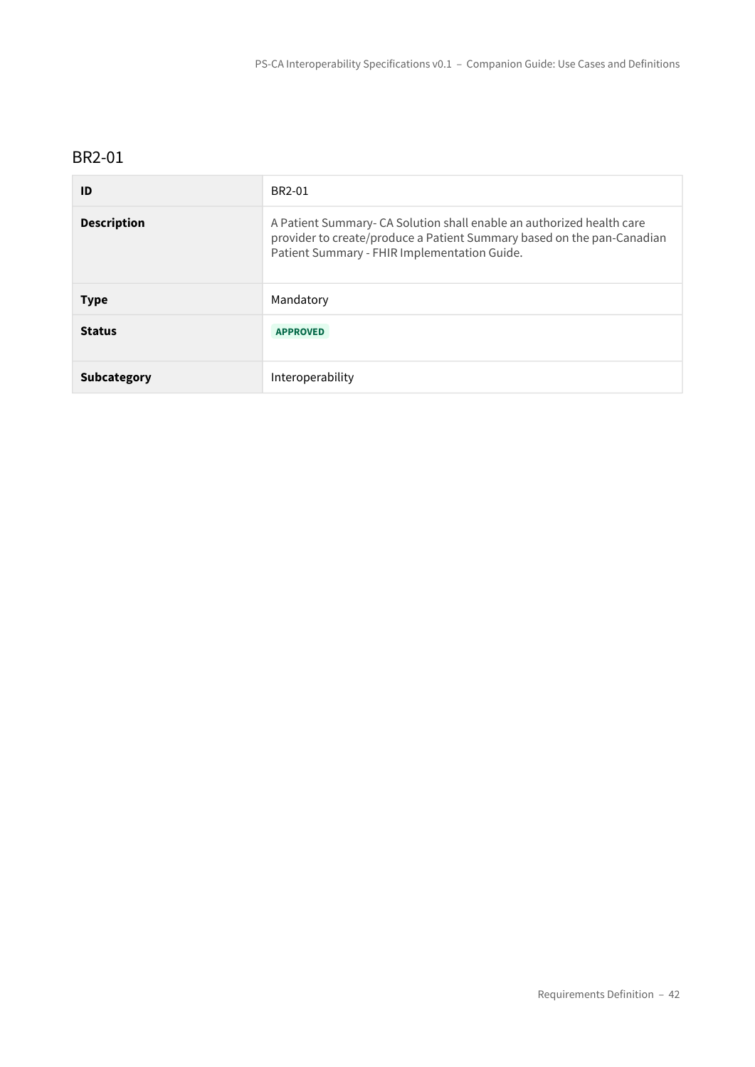## BR2-01

| ID | BR2-01 |
| --- | --- |
| **Description** | A Patient Summary- CA Solution shall enable an authorized health care provider to create/produce a Patient Summary based on the pan-Canadian Patient Summary - FHIR Implementation Guide. |
| **Type** | Mandatory |
| **Status** | **APPROVED** |
| **Subcategory** | Interoperability |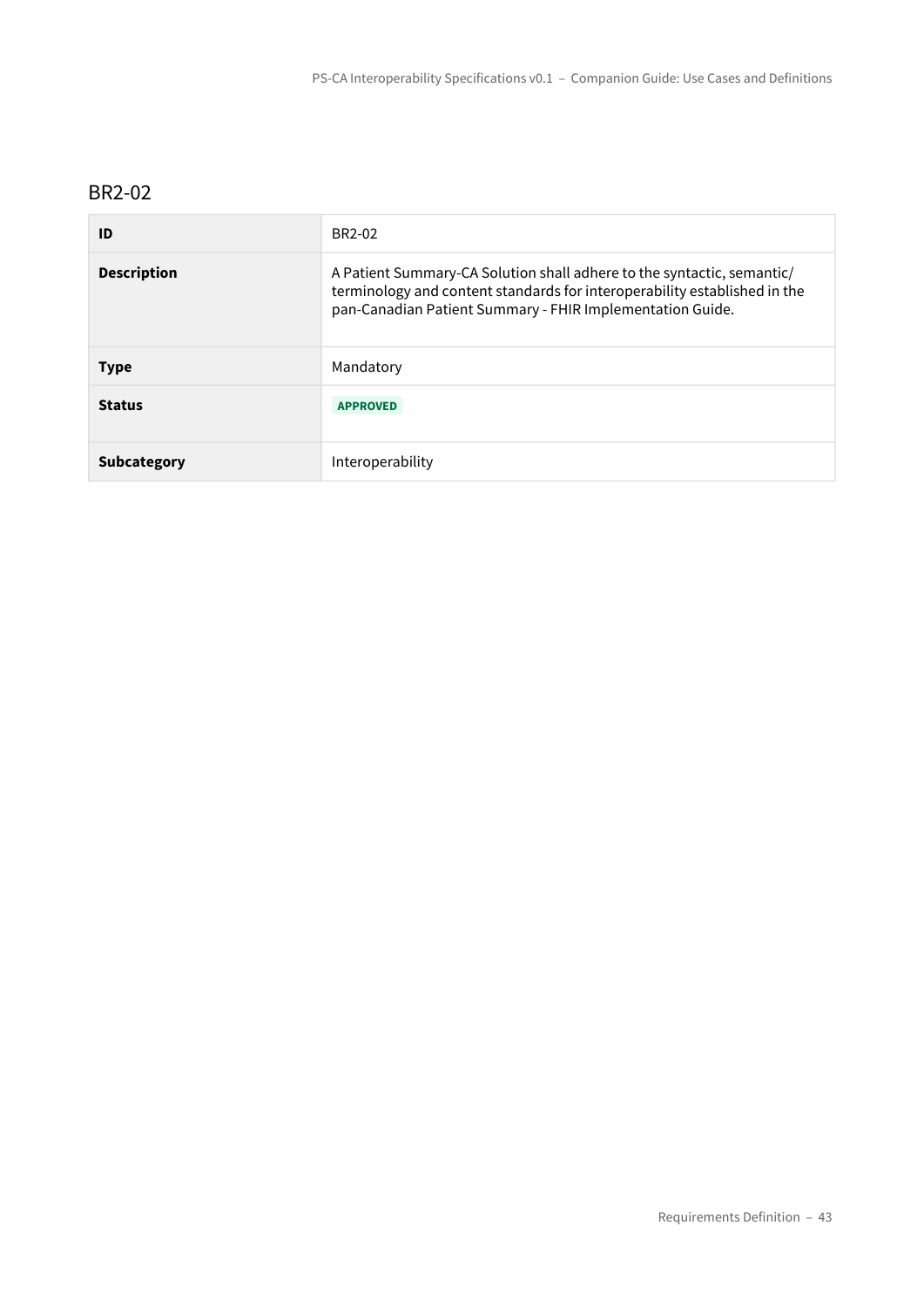## BR2-02

| ID | BR2-02 |
| --- | --- |
| **Description** | A Patient Summary-CA Solution shall adhere to the syntactic, semantic/ terminology and content standards for interoperability established in the pan-Canadian Patient Summary - FHIR Implementation Guide. |
| **Type** | Mandatory |
| **Status** | APPROVED |
| **Subcategory** | Interoperability |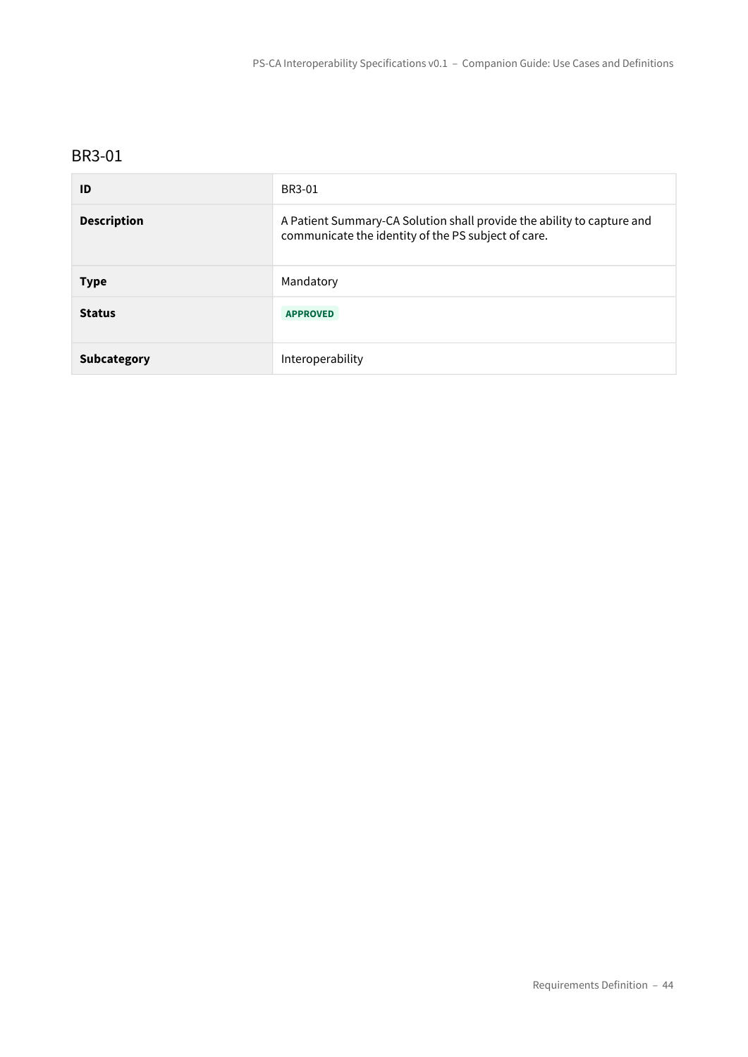## BR3-01

| ID | BR3-01 |
| --- | --- |
| **Description** | A Patient Summary-CA Solution shall provide the ability to capture and communicate the identity of the PS subject of care. |
| **Type** | Mandatory |
| **Status** | APPROVED |
| **Subcategory** | Interoperability |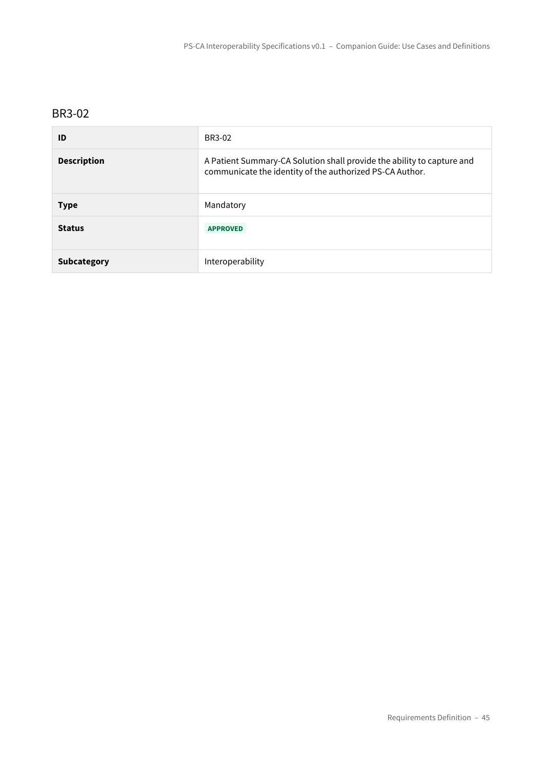## BR3-02

| ID | BR3-02 |
|---|---|
| **Description** | A Patient Summary-CA Solution shall provide the ability to capture and communicate the identity of the authorized PS-CA Author. |
| **Type** | Mandatory |
| **Status** | **APPROVED** |
| **Subcategory** | Interoperability |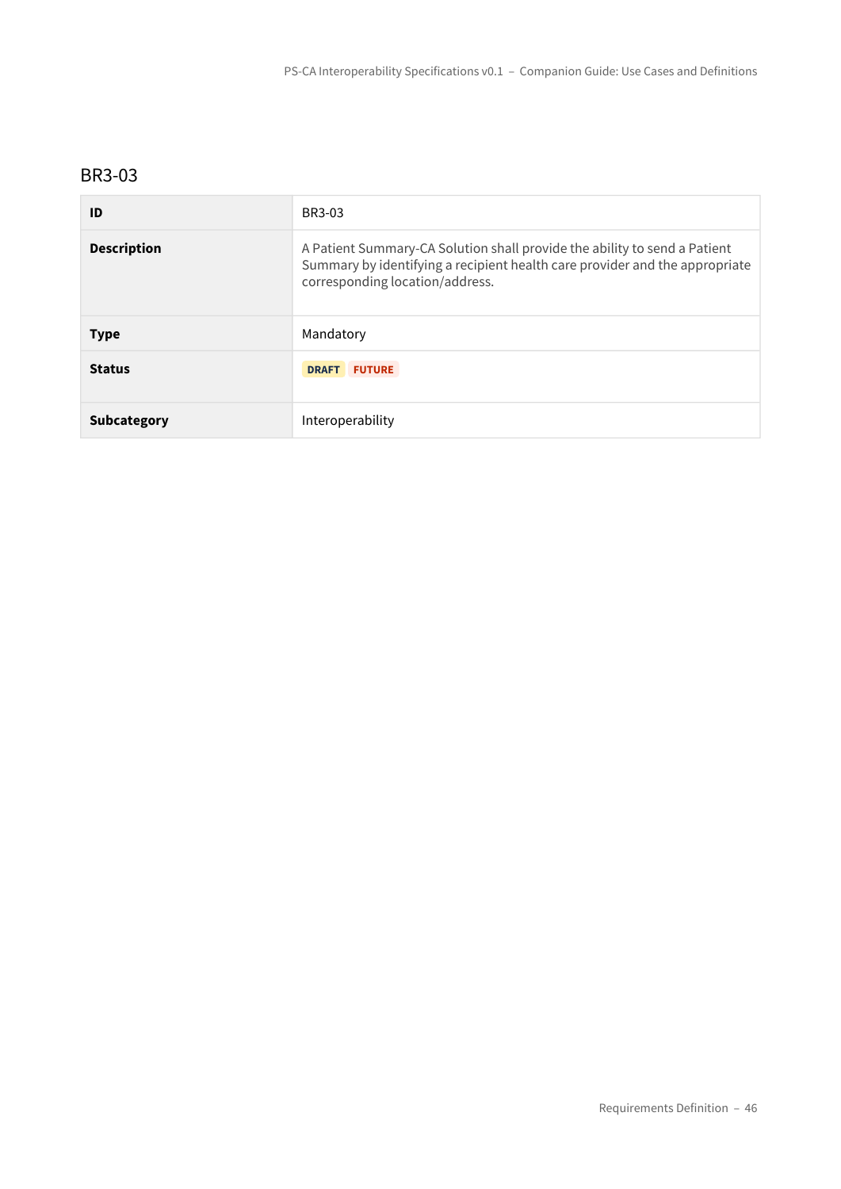## BR3-03

| ID | BR3-03 |
| --- | --- |
| **Description** | A Patient Summary-CA Solution shall provide the ability to send a Patient Summary by identifying a recipient health care provider and the appropriate corresponding location/address. |
| **Type** | Mandatory |
| **Status** | DRAFT FUTURE |
| **Subcategory** | Interoperability |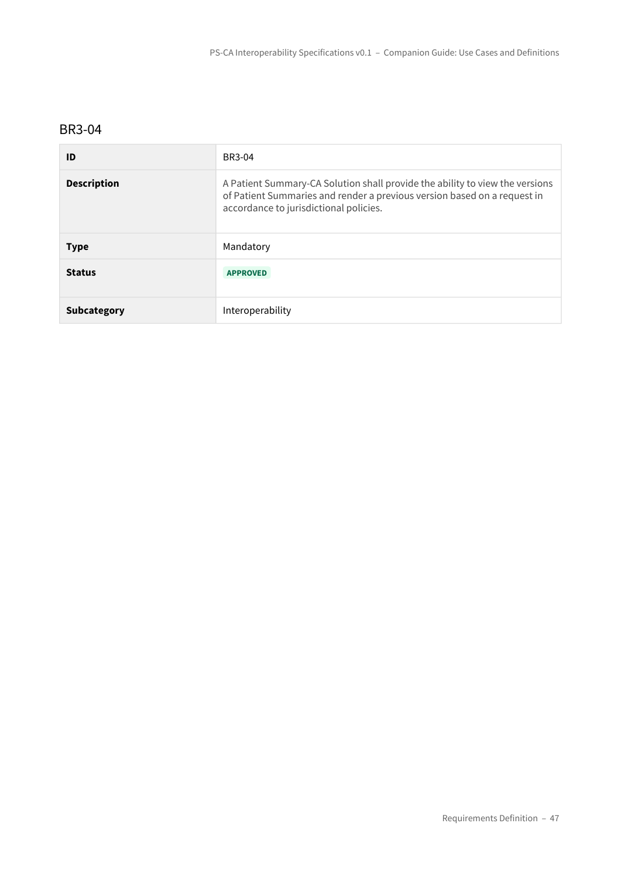## BR3-04

| ID | BR3-04 |
| --- | --- |
| **Description** | A Patient Summary-CA Solution shall provide the ability to view the versions of Patient Summaries and render a previous version based on a request in accordance to jurisdictional policies. |
| **Type** | Mandatory |
| **Status** | **APPROVED** |
| **Subcategory** | Interoperability |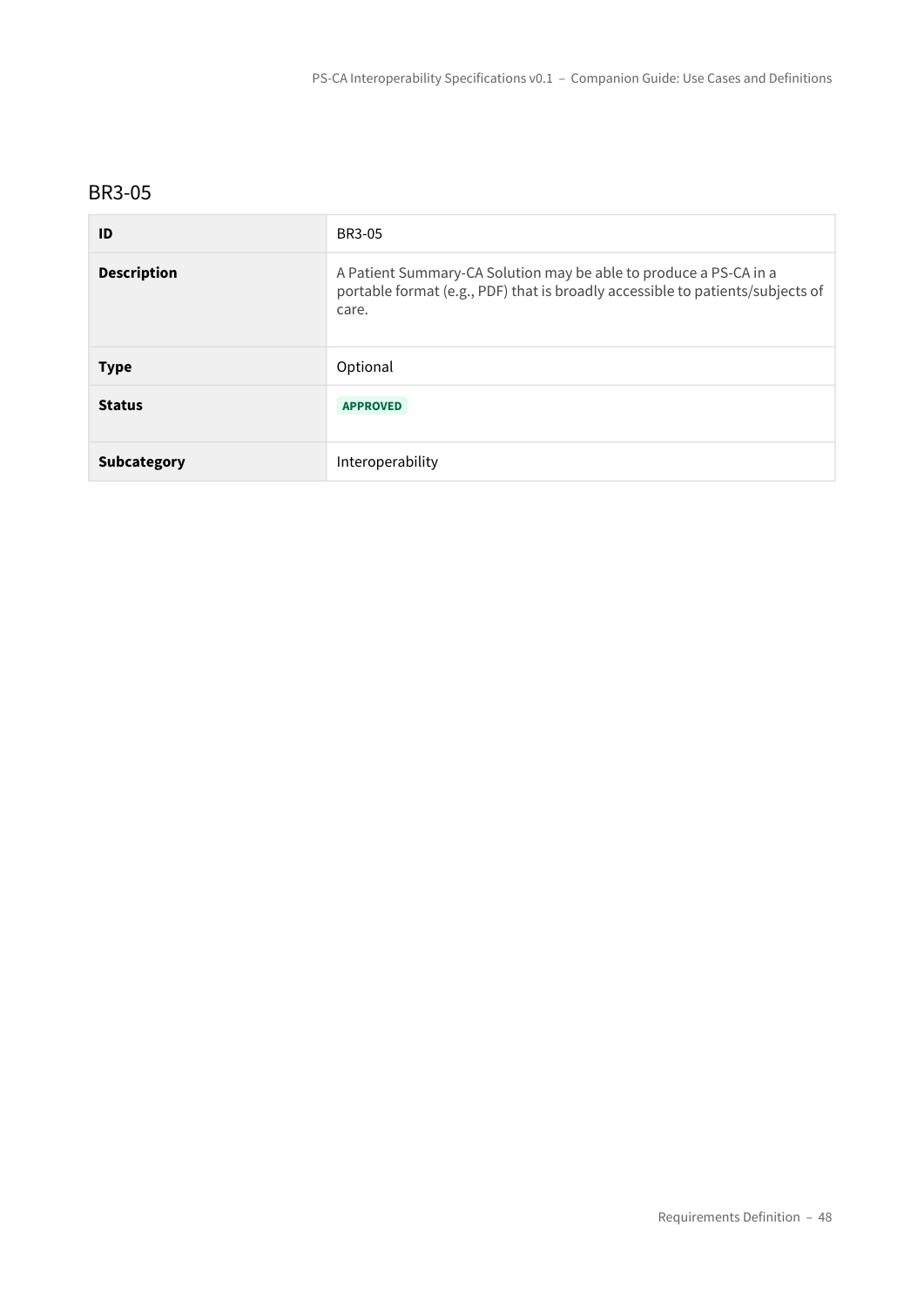## BR3-05

| ID | BR3-05 |
| --- | --- |
| **Description** | A Patient Summary-CA Solution may be able to produce a PS-CA in a portable format (e.g., PDF) that is broadly accessible to patients/subjects of care. |
| **Type** | Optional |
| **Status** | APPROVED |
| **Subcategory** | Interoperability |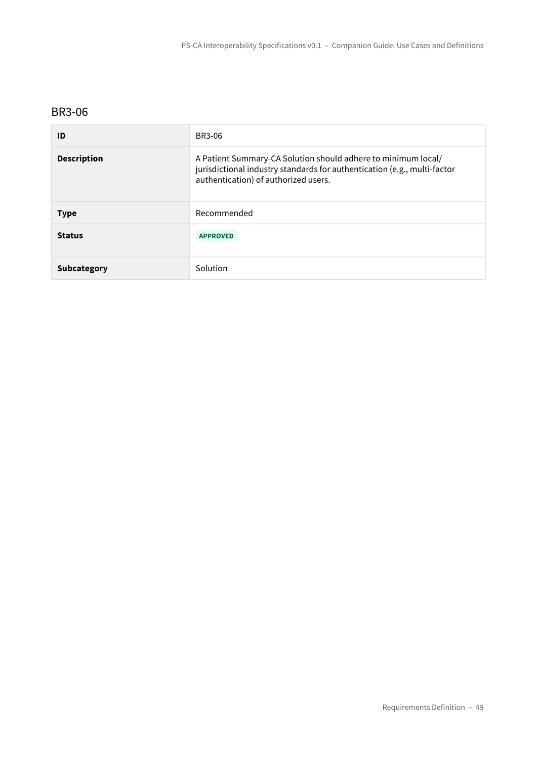## BR3-06

| ID | BR3-06 |
| --- | --- |
| **Description** | A Patient Summary-CA Solution should adhere to minimum local/ jurisdictional industry standards for authentication (e.g., multi-factor authentication) of authorized users. |
| **Type** | Recommended |
| **Status** | APPROVED |
| **Subcategory** | Solution |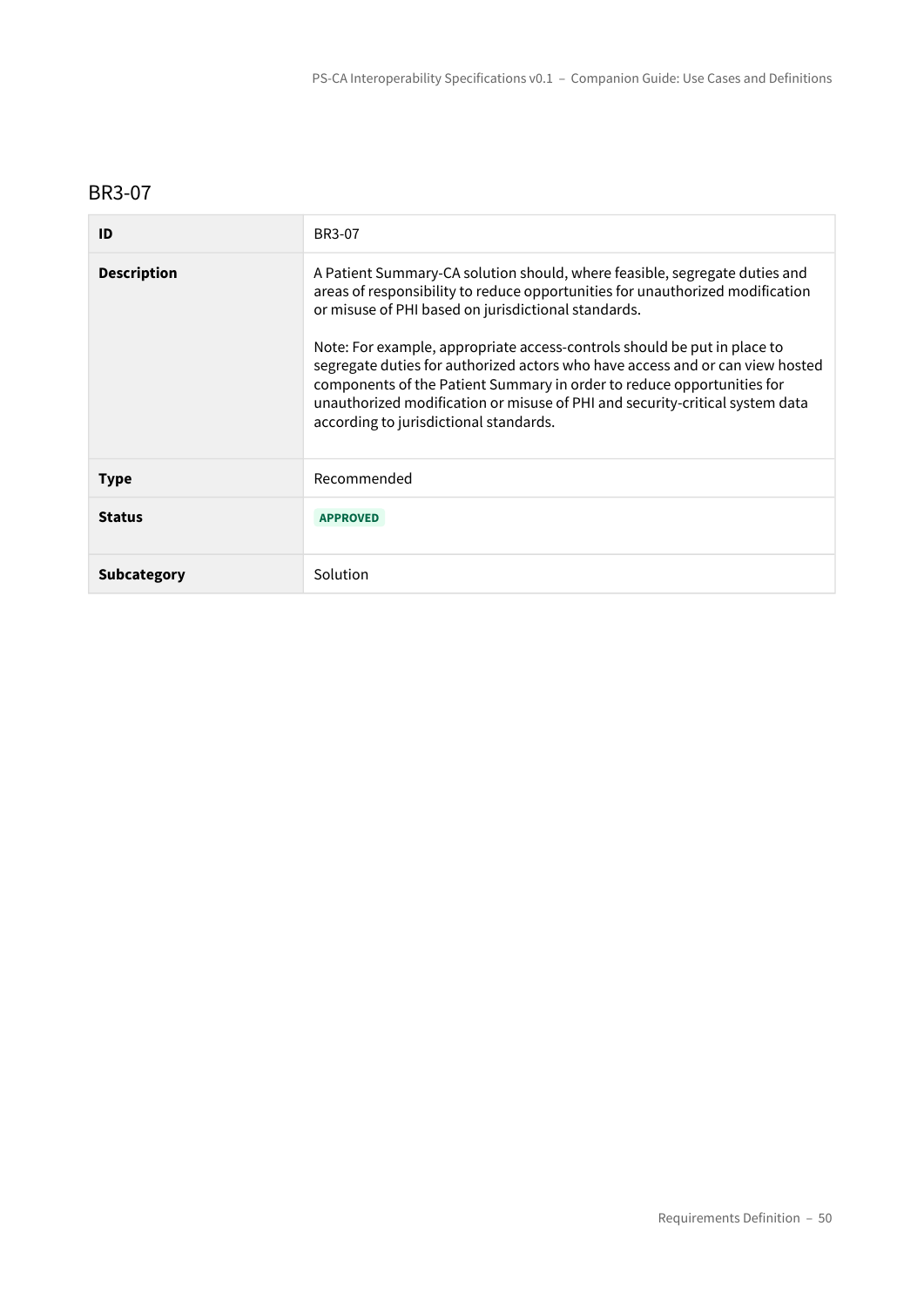## BR3-07

| ID | BR3-07 |
| --- | --- |
| **Description** | A Patient Summary-CA solution should, where feasible, segregate duties and areas of responsibility to reduce opportunities for unauthorized modification or misuse of PHI based on jurisdictional standards.<br><br>Note: For example, appropriate access-controls should be put in place to segregate duties for authorized actors who have access and or can view hosted components of the Patient Summary in order to reduce opportunities for unauthorized modification or misuse of PHI and security-critical system data according to jurisdictional standards. |
| **Type** | Recommended |
| **Status** | APPROVED |
| **Subcategory** | Solution |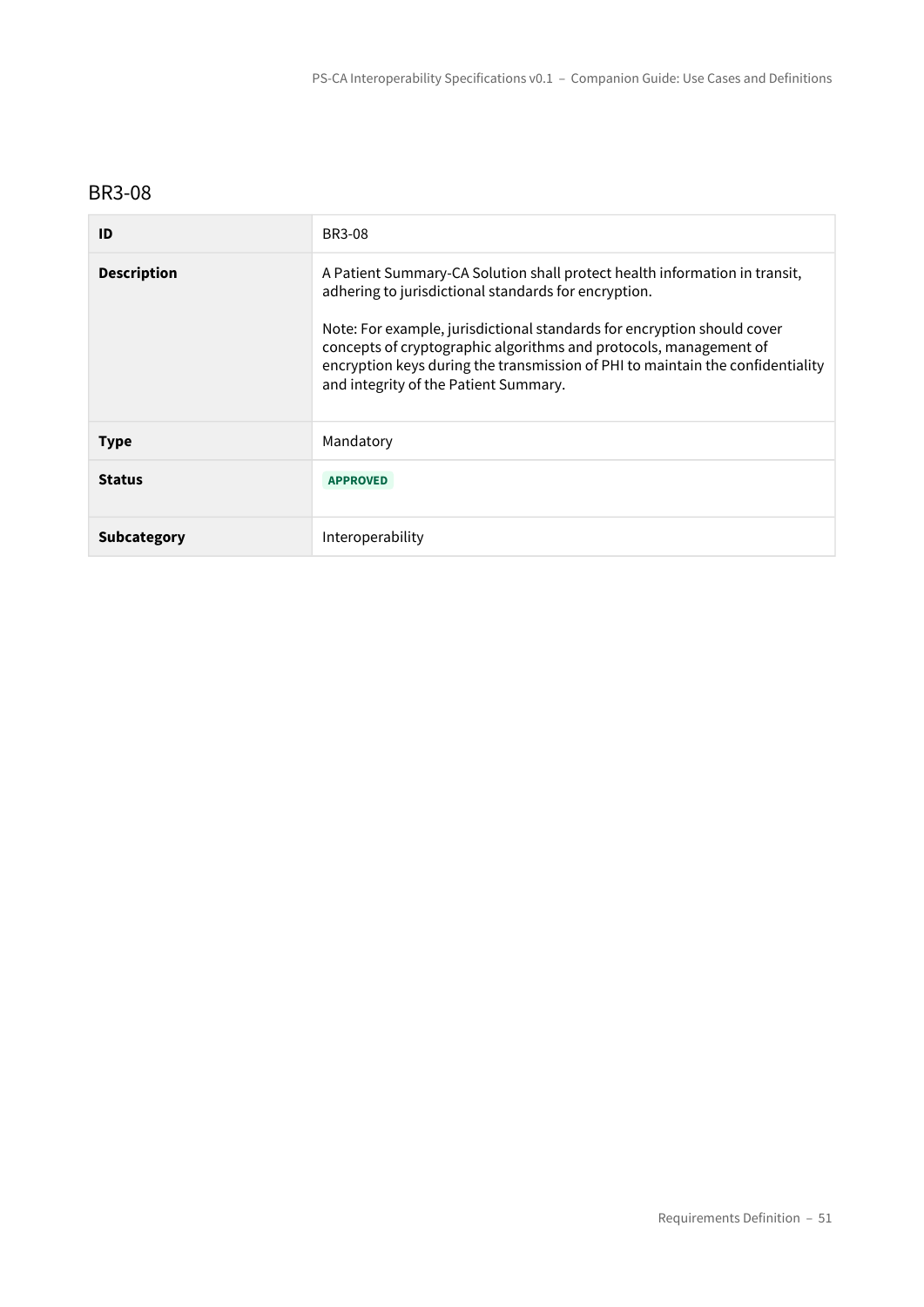## BR3-08

| ID | BR3-08 |
| --- | --- |
| **Description** | A Patient Summary-CA Solution shall protect health information in transit, adhering to jurisdictional standards for encryption.<br><br>Note: For example, jurisdictional standards for encryption should cover concepts of cryptographic algorithms and protocols, management of encryption keys during the transmission of PHI to maintain the confidentiality and integrity of the Patient Summary. |
| **Type** | Mandatory |
| **Status** | APPROVED |
| **Subcategory** | Interoperability |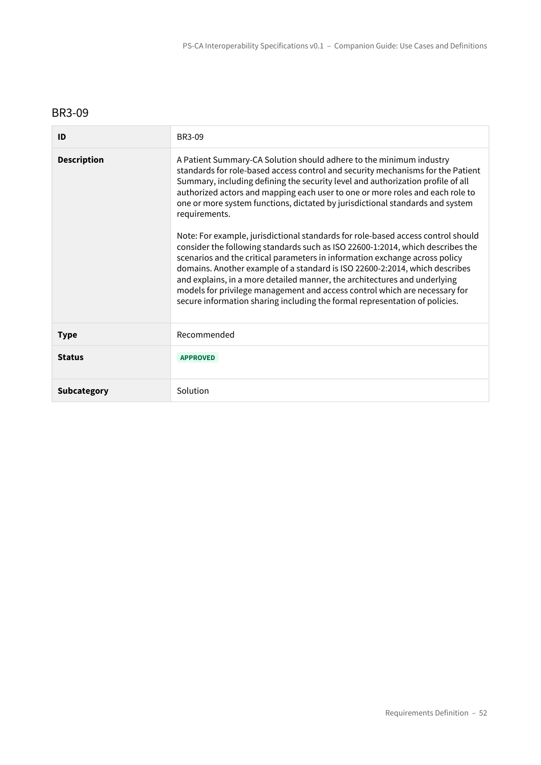## BR3-09

| ID | BR3-09 |
| --- | --- |
| **Description** | A Patient Summary-CA Solution should adhere to the minimum industry standards for role-based access control and security mechanisms for the Patient Summary, including defining the security level and authorization profile of all authorized actors and mapping each user to one or more roles and each role to one or more system functions, dictated by jurisdictional standards and system requirements.<br><br>Note: For example, jurisdictional standards for role-based access control should consider the following standards such as ISO 22600-1:2014, which describes the scenarios and the critical parameters in information exchange across policy domains. Another example of a standard is ISO 22600-2:2014, which describes and explains, in a more detailed manner, the architectures and underlying models for privilege management and access control which are necessary for secure information sharing including the formal representation of policies. |
| **Type** | Recommended |
| **Status** | APPROVED |
| **Subcategory** | Solution |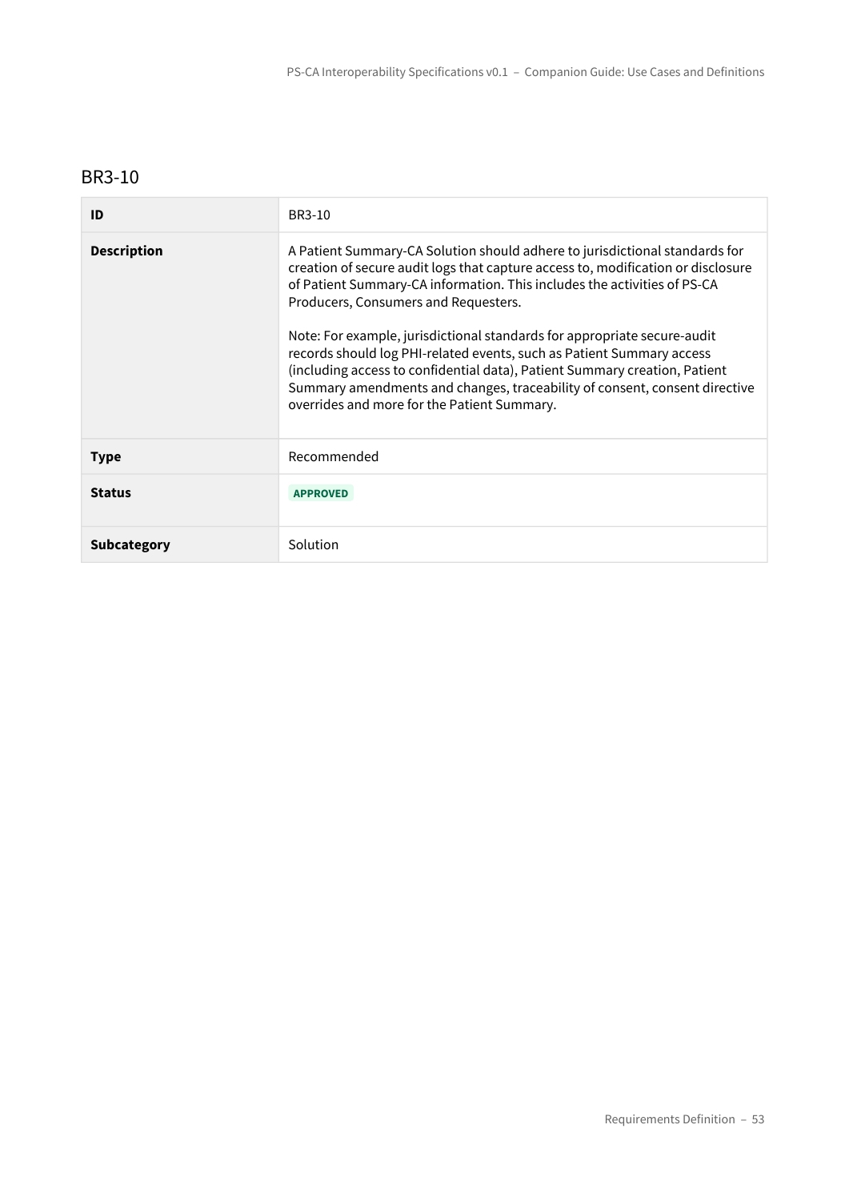## BR3-10

| ID | BR3-10 |
|---|---|
| **Description** | A Patient Summary-CA Solution should adhere to jurisdictional standards for creation of secure audit logs that capture access to, modification or disclosure of Patient Summary-CA information. This includes the activities of PS-CA Producers, Consumers and Requesters.<br><br>Note: For example, jurisdictional standards for appropriate secure-audit records should log PHI-related events, such as Patient Summary access (including access to confidential data), Patient Summary creation, Patient Summary amendments and changes, traceability of consent, consent directive overrides and more for the Patient Summary. |
| **Type** | Recommended |
| **Status** | APPROVED |
| **Subcategory** | Solution |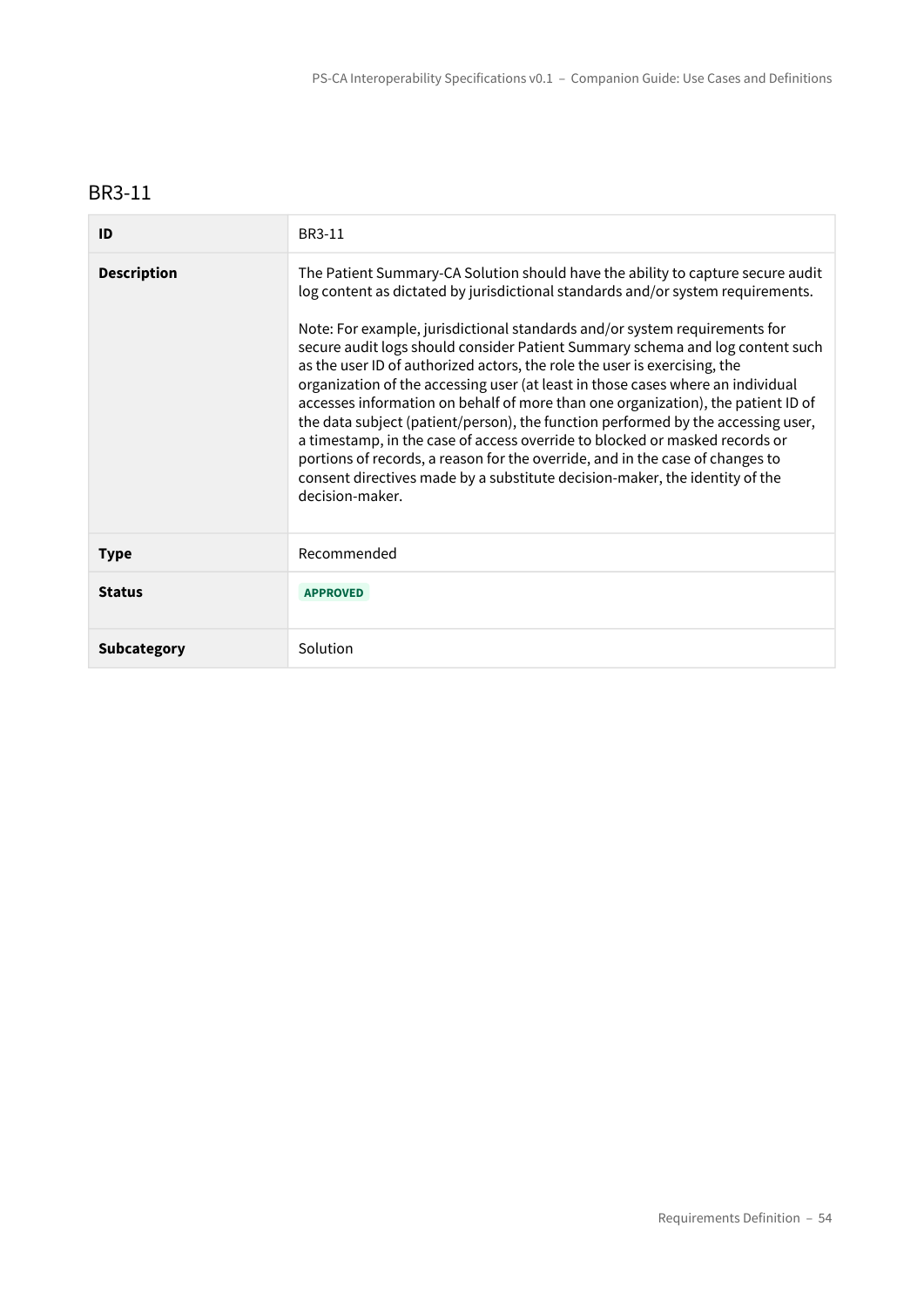## BR3-11

| ID | BR3-11 |
| --- | --- |
| **Description** | The Patient Summary-CA Solution should have the ability to capture secure audit log content as dictated by jurisdictional standards and/or system requirements.<br><br>Note: For example, jurisdictional standards and/or system requirements for secure audit logs should consider Patient Summary schema and log content such as the user ID of authorized actors, the role the user is exercising, the organization of the accessing user (at least in those cases where an individual accesses information on behalf of more than one organization), the patient ID of the data subject (patient/person), the function performed by the accessing user, a timestamp, in the case of access override to blocked or masked records or portions of records, a reason for the override, and in the case of changes to consent directives made by a substitute decision-maker, the identity of the decision-maker. |
| **Type** | Recommended |
| **Status** | APPROVED |
| **Subcategory** | Solution |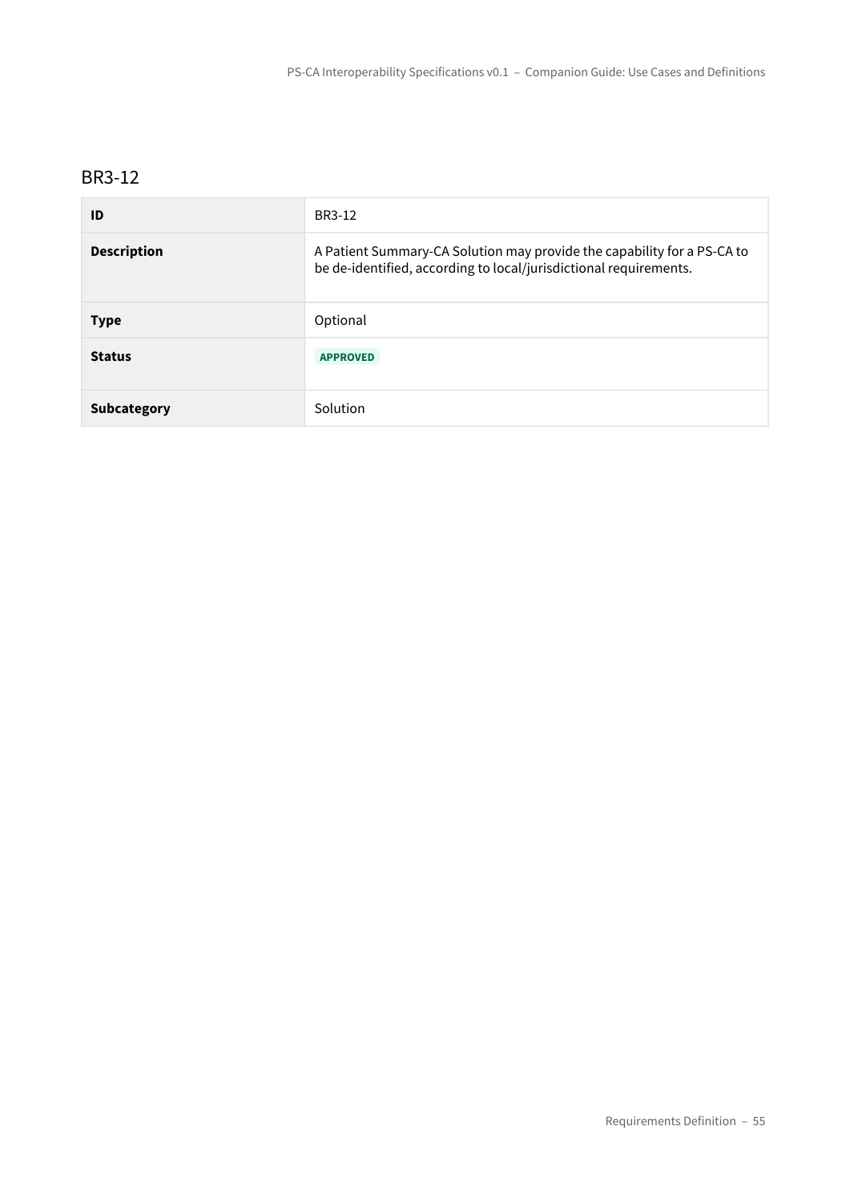### BR3-12

| ID | BR3-12 |
| --- | --- |
| **Description** | A Patient Summary-CA Solution may provide the capability for a PS-CA to be de-identified, according to local/jurisdictional requirements. |
| **Type** | Optional |
| **Status** | APPROVED |
| **Subcategory** | Solution |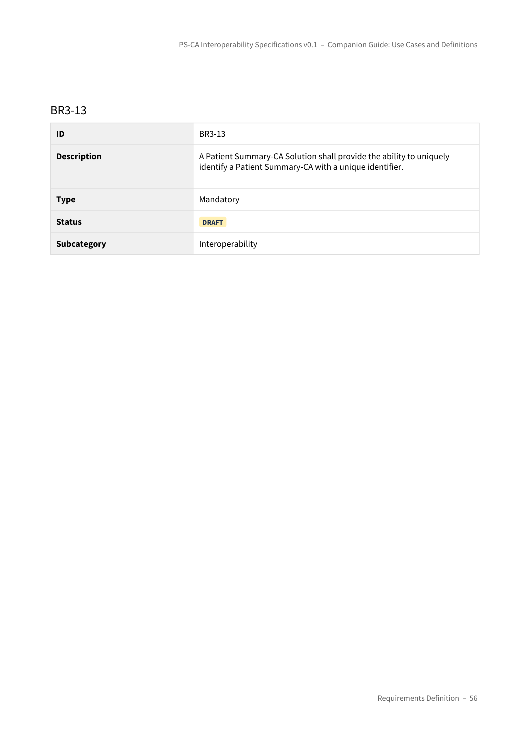### BR3-13

| ID | BR3-13 |
|---|---|
| **Description** | A Patient Summary-CA Solution shall provide the ability to uniquely identify a Patient Summary-CA with a unique identifier. |
| **Type** | Mandatory |
| **Status** | DRAFT |
| **Subcategory** | Interoperability |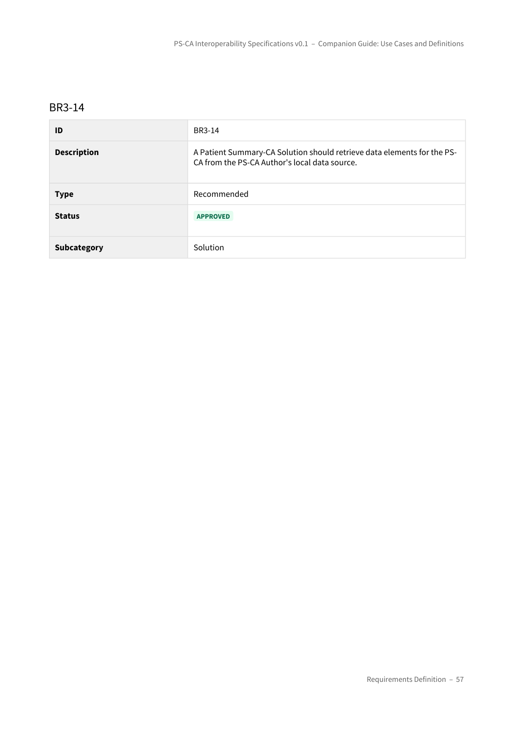### BR3-14

| | |
|---|---|
| **ID** | BR3-14 |
| **Description** | A Patient Summary-CA Solution should retrieve data elements for the PS-CA from the PS-CA Author's local data source. |
| **Type** | Recommended |
| **Status** | **APPROVED** |
| **Subcategory** | Solution |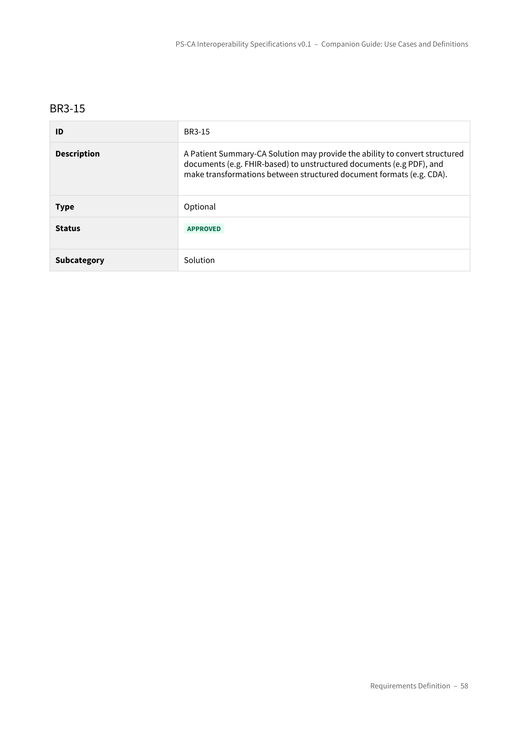## BR3-15

| ID | BR3-15 |
| --- | --- |
| **Description** | A Patient Summary-CA Solution may provide the ability to convert structured documents (e.g. FHIR-based) to unstructured documents (e.g PDF), and make transformations between structured document formats (e.g. CDA). |
| **Type** | Optional |
| **Status** | APPROVED |
| **Subcategory** | Solution |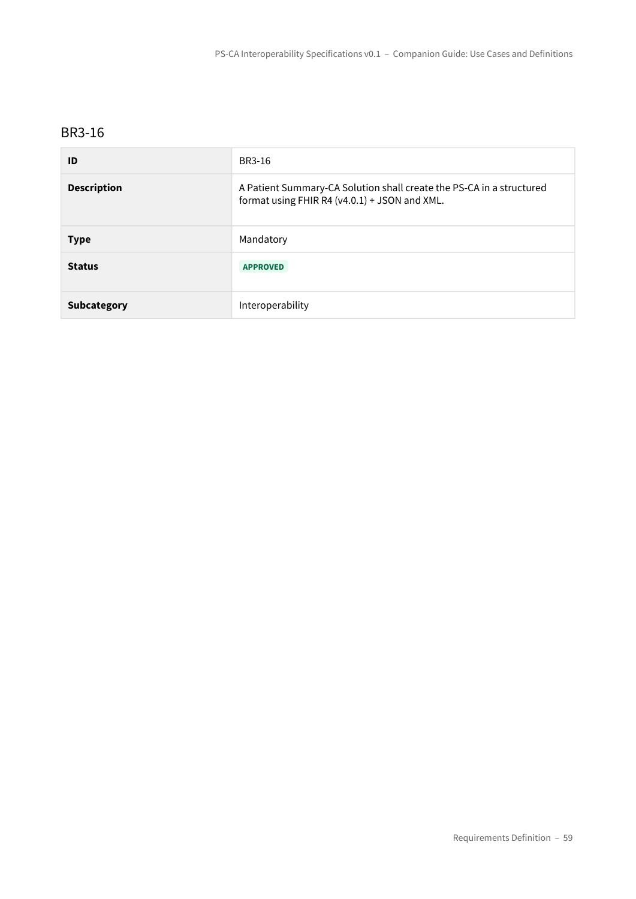## BR3-16

| ID | BR3-16 |
| --- | --- |
| **Description** | A Patient Summary-CA Solution shall create the PS-CA in a structured format using FHIR R4 (v4.0.1) + JSON and XML. |
| **Type** | Mandatory |
| **Status** | **APPROVED** |
| **Subcategory** | Interoperability |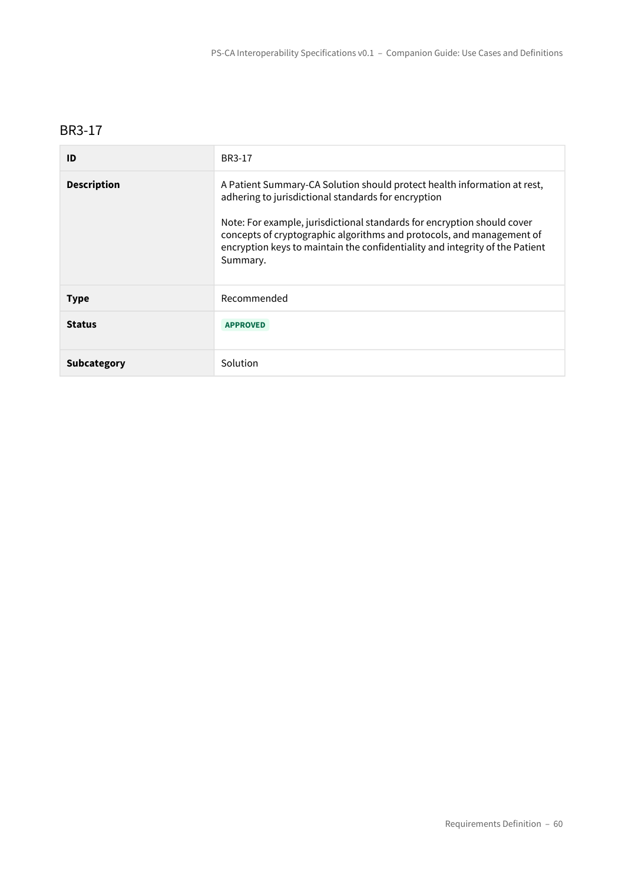## BR3-17

| | |
|---|---|
| **ID** | BR3-17 |
| **Description** | A Patient Summary-CA Solution should protect health information at rest, adhering to jurisdictional standards for encryption<br><br>Note: For example, jurisdictional standards for encryption should cover concepts of cryptographic algorithms and protocols, and management of encryption keys to maintain the confidentiality and integrity of the Patient Summary. |
| **Type** | Recommended |
| **Status** | APPROVED |
| **Subcategory** | Solution |